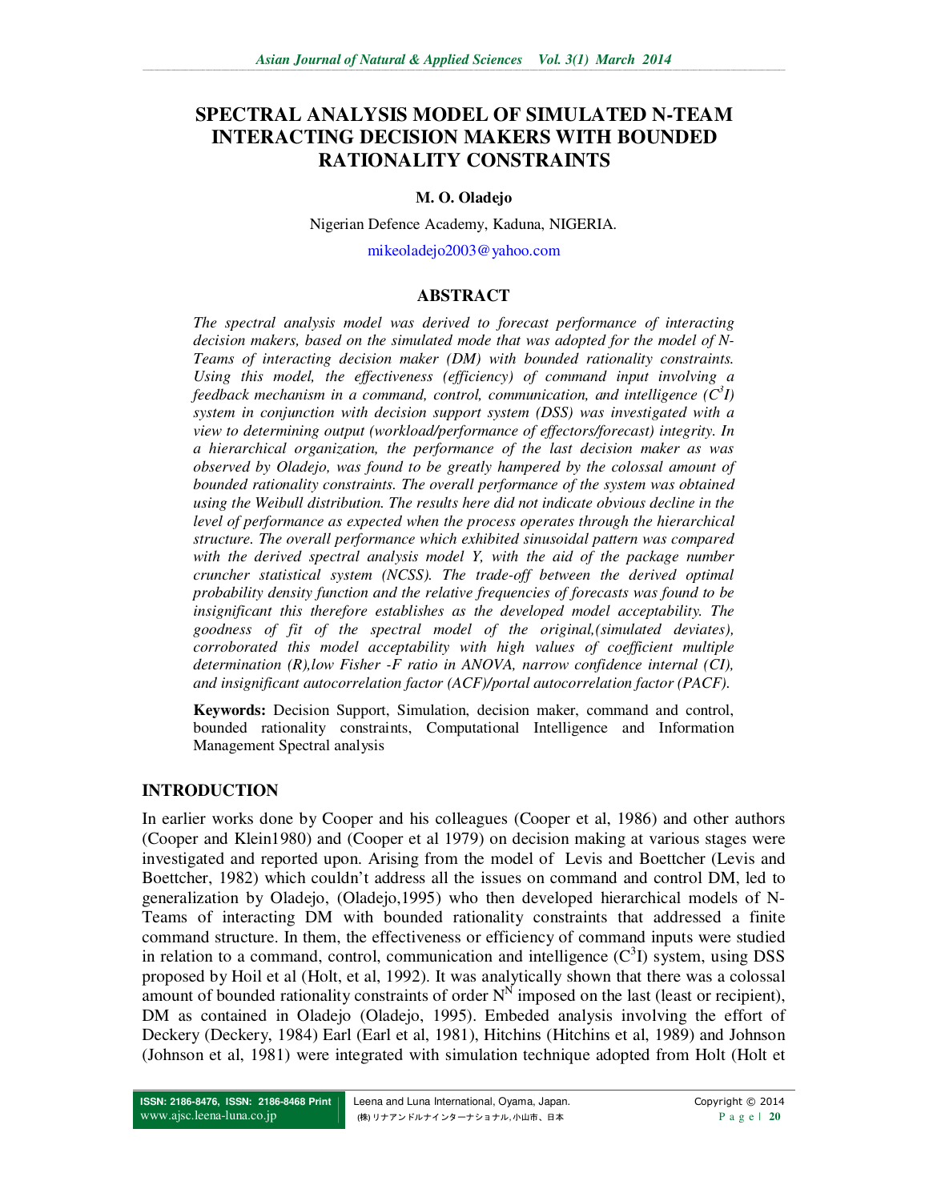# SPECTRAL ANALYSIS MODEL OF SIMULATED N-TEAM INTERACTING DECISION MAKERS WITH BOUNDED RATIONALITY CONSTRAINTS

**M. O. Oladejo**

Nigerian Defence Academy, Kaduna, NIGERIA.

mikeoladejo2003@yahoo.com

## ABSTRACT

*The spectral analysis model was derived to forecast performance of interacting decision makers, based on the simulated mode that was adopted for the model of N-Teams of interacting decision maker (DM) with bounded rationality constraints. Using this model, the effectiveness (efficiency) of command input involving a feedback mechanism in a command, control, communication, and intelligence ($C^3I$) system in conjunction with decision support system (DSS) was investigated with a view to determining output (workload/performance of effectors/forecast) integrity. In a hierarchical organization, the performance of the last decision maker as was observed by Oladejo, was found to be greatly hampered by the colossal amount of bounded rationality constraints. The overall performance of the system was obtained using the Weibull distribution. The results here did not indicate obvious decline in the level of performance as expected when the process operates through the hierarchical structure. The overall performance which exhibited sinusoidal pattern was compared with the derived spectral analysis model Y, with the aid of the package number cruncher statistical system (NCSS). The trade-off between the derived optimal probability density function and the relative frequencies of forecasts was found to be insignificant this therefore establishes as the developed model acceptability. The goodness of fit of the spectral model of the original,(simulated deviates), corroborated this model acceptability with high values of coefficient multiple determination (R),low Fisher -F ratio in ANOVA, narrow confidence internal (CI), and insignificant autocorrelation factor (ACF)/portal autocorrelation factor (PACF).*

**Keywords:** Decision Support, Simulation, decision maker, command and control, bounded rationality constraints, Computational Intelligence and Information Management Spectral analysis

## INTRODUCTION

In earlier works done by Cooper and his colleagues (Cooper et al, 1986) and other authors (Cooper and Klein1980) and (Cooper et al 1979) on decision making at various stages were investigated and reported upon. Arising from the model of Levis and Boettcher (Levis and Boettcher, 1982) which couldn't address all the issues on command and control DM, led to generalization by Oladejo, (Oladejo,1995) who then developed hierarchical models of N-Teams of interacting DM with bounded rationality constraints that addressed a finite command structure. In them, the effectiveness or efficiency of command inputs were studied in relation to a command, control, communication and intelligence ($C^3I$) system, using DSS proposed by Hoil et al (Holt, et al, 1992). It was analytically shown that there was a colossal amount of bounded rationality constraints of order $N^N$ imposed on the last (least or recipient), DM as contained in Oladejo (Oladejo, 1995). Embeded analysis involving the effort of Deckery (Deckery, 1984) Earl (Earl et al, 1981), Hitchins (Hitchins et al, 1989) and Johnson (Johnson et al, 1981) were integrated with simulation technique adopted from Holt (Holt et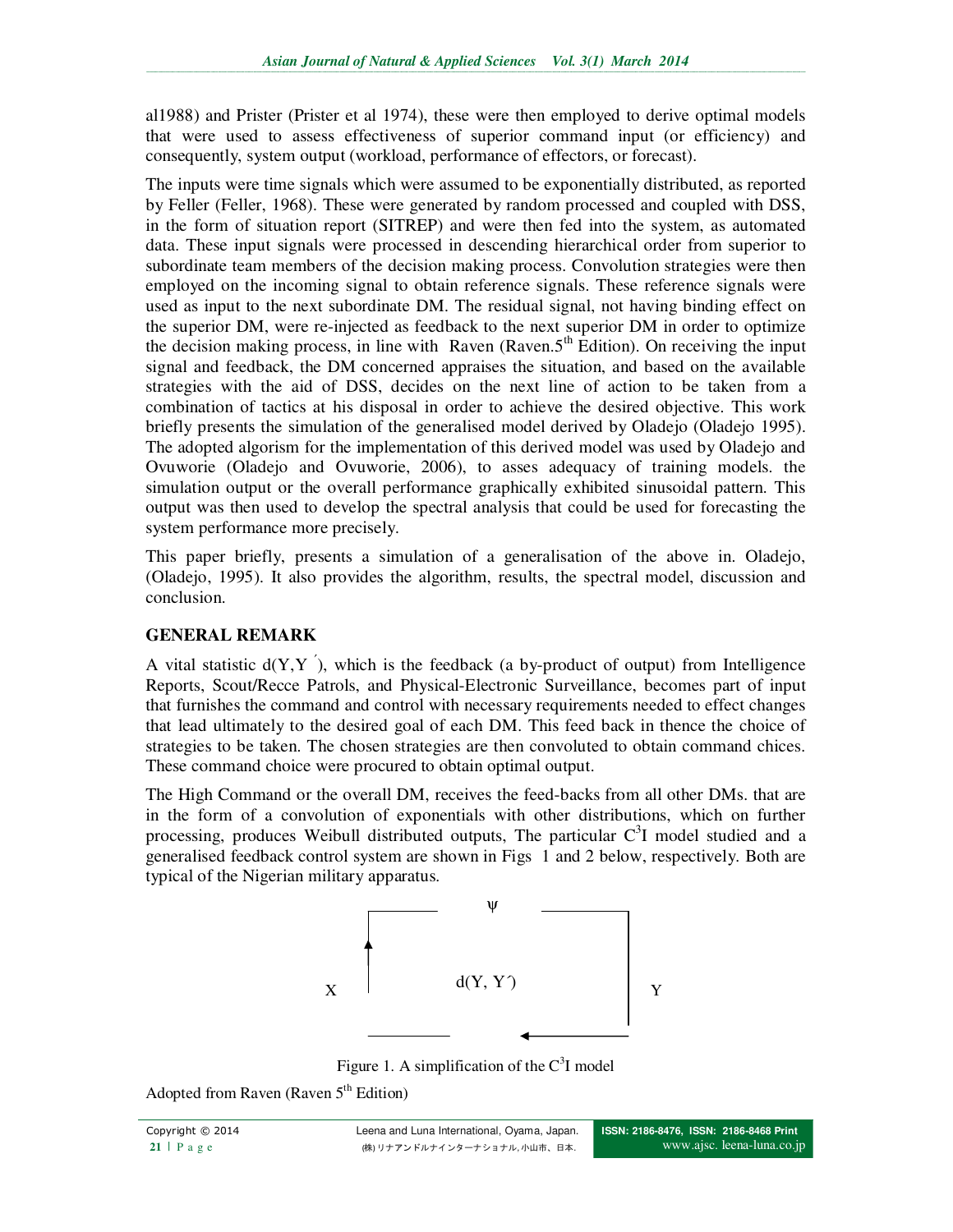al1988) and Prister (Prister et al 1974), these were then employed to derive optimal models that were used to assess effectiveness of superior command input (or efficiency) and consequently, system output (workload, performance of effectors, or forecast).

The inputs were time signals which were assumed to be exponentially distributed, as reported by Feller (Feller, 1968). These were generated by random processed and coupled with DSS, in the form of situation report (SITREP) and were then fed into the system, as automated data. These input signals were processed in descending hierarchical order from superior to subordinate team members of the decision making process. Convolution strategies were then employed on the incoming signal to obtain reference signals. These reference signals were used as input to the next subordinate DM. The residual signal, not having binding effect on the superior DM, were re-injected as feedback to the next superior DM in order to optimize the decision making process, in line with Raven (Raven.5th Edition). On receiving the input signal and feedback, the DM concerned appraises the situation, and based on the available strategies with the aid of DSS, decides on the next line of action to be taken from a combination of tactics at his disposal in order to achieve the desired objective. This work briefly presents the simulation of the generalised model derived by Oladejo (Oladejo 1995). The adopted algorism for the implementation of this derived model was used by Oladejo and Ovuworie (Oladejo and Ovuworie, 2006), to asses adequacy of training models. the simulation output or the overall performance graphically exhibited sinusoidal pattern. This output was then used to develop the spectral analysis that could be used for forecasting the system performance more precisely.

This paper briefly, presents a simulation of a generalisation of the above in. Oladejo, (Oladejo, 1995). It also provides the algorithm, results, the spectral model, discussion and conclusion.

## GENERAL REMARK

A vital statistic $d(Y,Y')$, which is the feedback (a by-product of output) from Intelligence Reports, Scout/Recce Patrols, and Physical-Electronic Surveillance, becomes part of input that furnishes the command and control with necessary requirements needed to effect changes that lead ultimately to the desired goal of each DM. This feed back in thence the choice of strategies to be taken. The chosen strategies are then convoluted to obtain command chices. These command choice were procured to obtain optimal output.

The High Command or the overall DM, receives the feed-backs from all other DMs. that are in the form of a convolution of exponentials with other distributions, which on further processing, produces Weibull distributed outputs, The particular $C^3I$ model studied and a generalised feedback control system are shown in Figs 1 and 2 below, respectively. Both are typical of the Nigerian military apparatus.

ψ

X　　　$d(Y, Y')$　　　Y

Figure 1. A simplification of the $C^3I$ model

Adopted from Raven (Raven 5th Edition)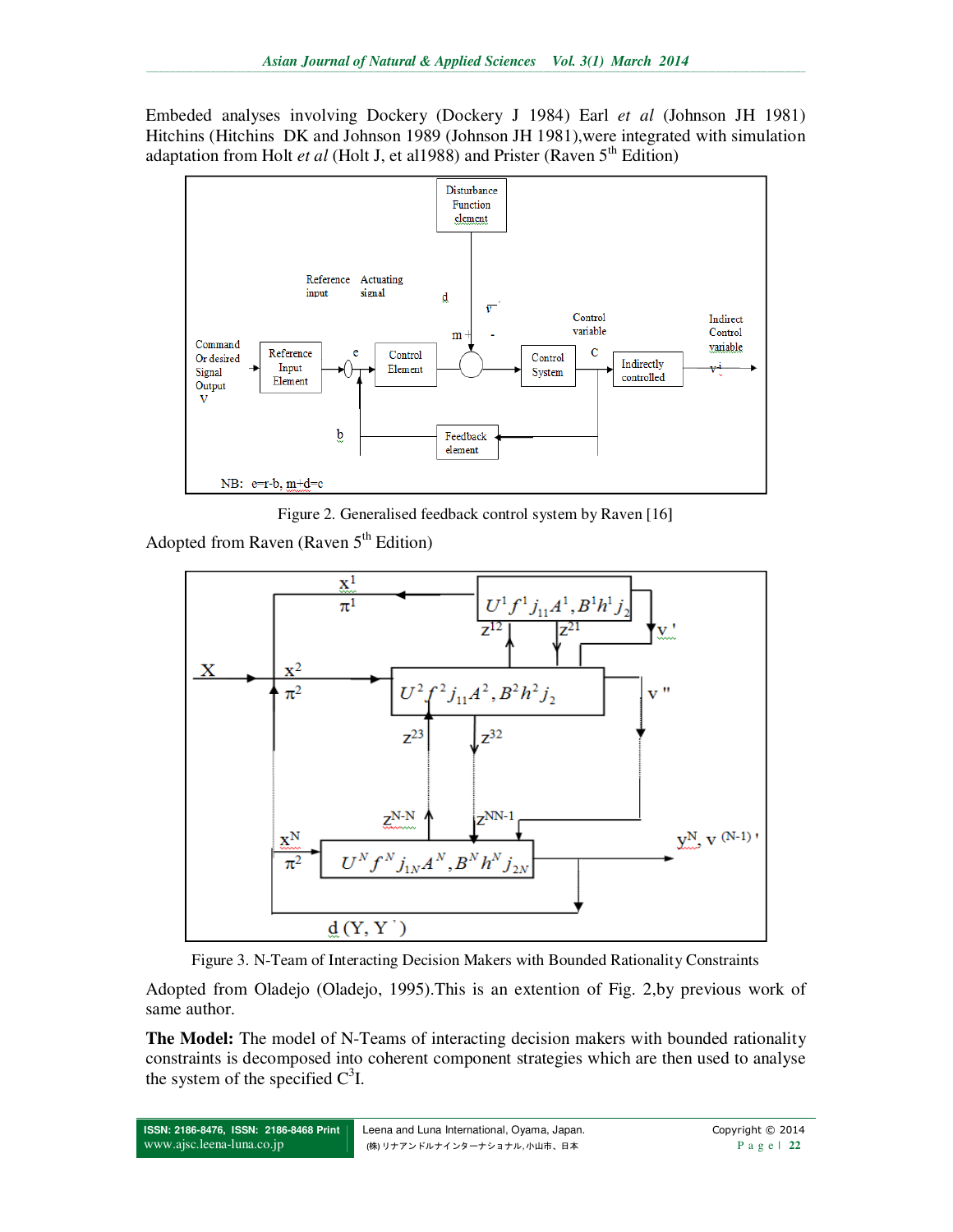Embeded analyses involving Dockery (Dockery J 1984) Earl *et al* (Johnson JH 1981) Hitchins (Hitchins DK and Johnson 1989 (Johnson JH 1981),were integrated with simulation adaptation from Holt *et al* (Holt J, et al1988) and Prister (Raven 5th Edition)

Figure 2. Generalised feedback control system by Raven [16]

Adopted from Raven (Raven 5th Edition)

Figure 3. N-Team of Interacting Decision Makers with Bounded Rationality Constraints

Adopted from Oladejo (Oladejo, 1995).This is an extention of Fig. 2,by previous work of same author.

**The Model:** The model of N-Teams of interacting decision makers with bounded rationality constraints is decomposed into coherent component strategies which are then used to analyse the system of the specified $C^3I$.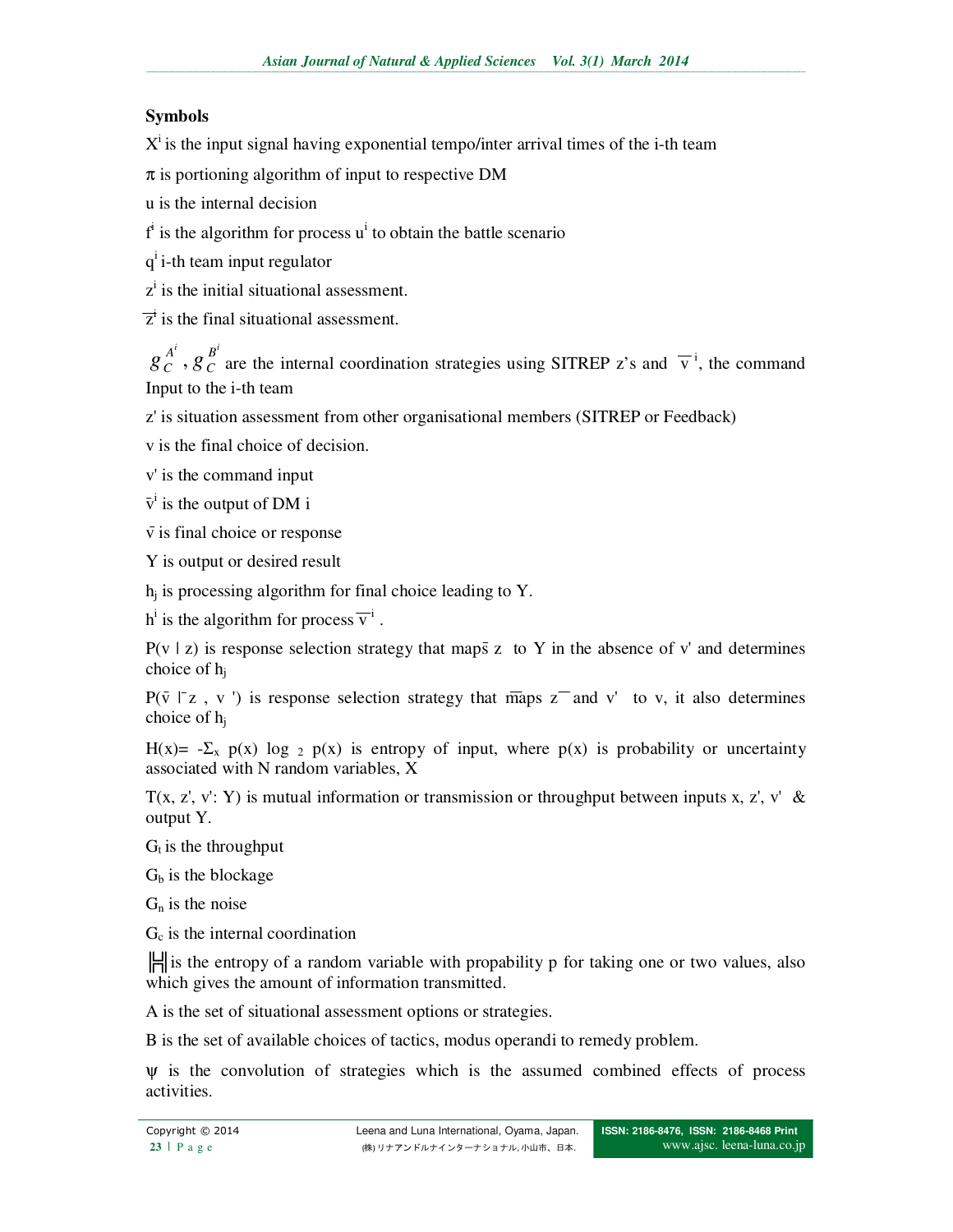**Symbols**

$X^i$ is the input signal having exponential tempo/inter arrival times of the i-th team

$\pi$ is portioning algorithm of input to respective DM

u is the internal decision

$f^i$ is the algorithm for process $u^i$ to obtain the battle scenario

$q^i$ i-th team input regulator

$z^i$ is the initial situational assessment.

$\overline{z}^i$ is the final situational assessment.

$g_C^{A^i}$ , $g_C^{B^i}$ are the internal coordination strategies using SITREP z's and $\overline{v}^i$, the command Input to the i-th team

z' is situation assessment from other organisational members (SITREP or Feedback)

v is the final choice of decision.

v' is the command input

$\bar{v}^i$ is the output of DM i

$\bar{v}$ is final choice or response

Y is output or desired result

$h_j$ is processing algorithm for final choice leading to Y.

$h^i$ is the algorithm for process $\overline{v}^i$ .

P(v | z) is response selection strategy that maps $\bar{z}$ to Y in the absence of v' and determines choice of $h_j$

P($\bar{v}$ | $\bar{z}$ , v ') is response selection strategy that maps $\bar{z}$ and v' to v, it also determines choice of $h_j$

$H(x)= -\Sigma_x\ p(x) \log_2 p(x)$ is entropy of input, where p(x) is probability or uncertainty associated with N random variables, X

T(x, z', v': Y) is mutual information or transmission or throughput between inputs x, z', v' & output Y.

$G_t$ is the throughput

$G_b$ is the blockage

$G_n$ is the noise

$G_c$ is the internal coordination

|H| is the entropy of a random variable with propability p for taking one or two values, also which gives the amount of information transmitted.

A is the set of situational assessment options or strategies.

B is the set of available choices of tactics, modus operandi to remedy problem.

$\psi$ is the convolution of strategies which is the assumed combined effects of process activities.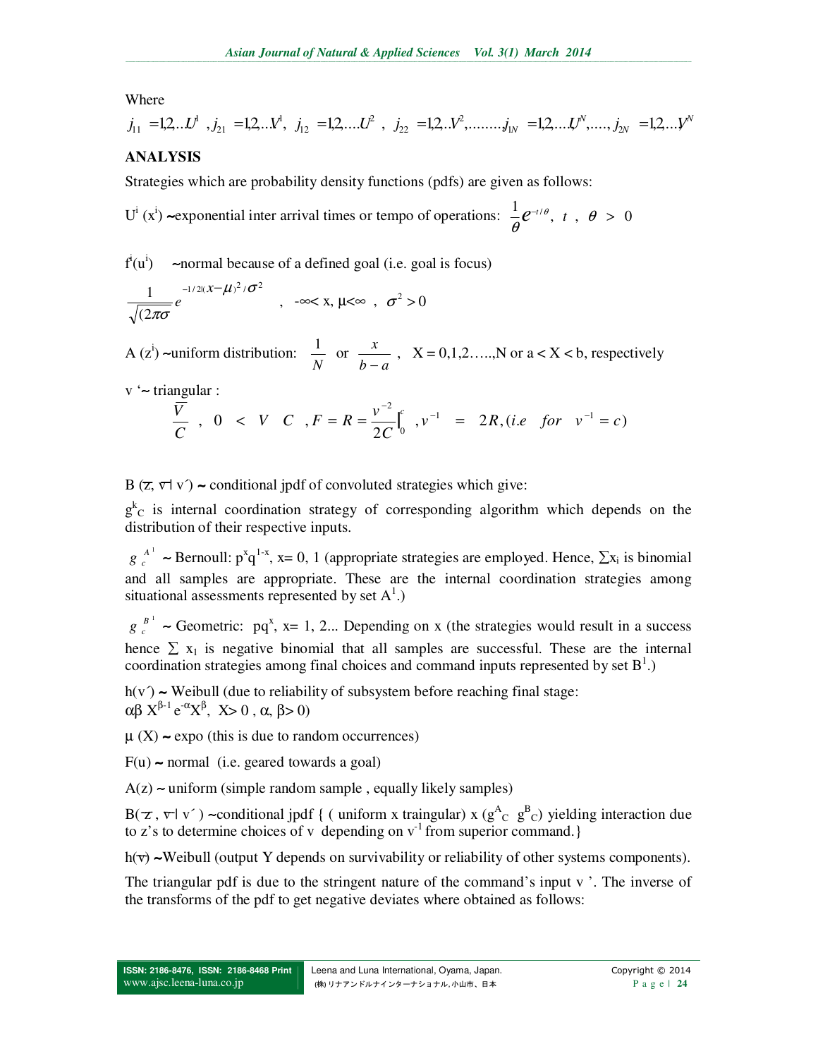Where

$j_{11} = 1,2,..U^1$ , $j_{21} = 1,2,..V^1$, $j_{12} = 1,2,....U^2$ , $j_{22} = 1,2,..V^2$,........$j_{1N} = 1,2,....U^N$,....., $j_{2N} = 1,2,...V^N$

## ANALYSIS

Strategies which are probability density functions (pdfs) are given as follows:

$U^i$ ($x^i$) ~exponential inter arrival times or tempo of operations: $\frac{1}{\theta}e^{-t/\theta}$, $t$ , $\theta > 0$

$f^i(u^i)$ ~normal because of a defined goal (i.e. goal is focus)

$$\frac{1}{\sqrt{(2\pi\sigma}} e^{-1/2((x-\mu)^2/\sigma^2} \quad , \quad -\infty < x, \mu < \infty \ , \ \sigma^2 > 0$$

A ($z^i$) ~uniform distribution: $\frac{1}{N}$ or $\frac{x}{b-a}$ , X = 0,1,2…..,N or a < X < b, respectively

v '~ triangular :

$$\frac{\overline{V}}{C} \ , \ 0 < V \quad C \ , F = R = \frac{v^{-2}}{2C}\Big|_0^c \ , v^{-1} = 2R, (i.e \quad for \quad v^{-1} = c)$$

B ($\tau$, $\nabla$| v´) ~ conditional jpdf of convoluted strategies which give:

$g^k_C$ is internal coordination strategy of corresponding algorithm which depends on the distribution of their respective inputs.

$g_c^{A^1}$ ~ Bernoull: $p^x q^{1-x}$, x= 0, 1 (appropriate strategies are employed. Hence, $\sum x_i$ is binomial and all samples are appropriate. These are the internal coordination strategies among situational assessments represented by set $A^1$.)

$g_c^{B^1}$ ~ Geometric: $pq^x$, x= 1, 2... Depending on x (the strategies would result in a success hence $\sum x_1$ is negative binomial that all samples are successful. These are the internal coordination strategies among final choices and command inputs represented by set $B^1$.)

h(v´) ~ Weibull (due to reliability of subsystem before reaching final stage: $\alpha\beta X^{\beta-1} e^{-\alpha X^\beta}$, X> 0 , α, β> 0)

μ (X) ~ expo (this is due to random occurrences)

F(u) ~ normal (i.e. geared towards a goal)

A(z) ~ uniform (simple random sample , equally likely samples)

B($\tau$ , $\nabla$| v´ ) ~conditional jpdf { ( uniform x traingular) x ($g^A_C$ $g^B_C$) yielding interaction due to z's to determine choices of v depending on $v^{-1}$ from superior command.}

h($\nabla$) ~Weibull (output Y depends on survivability or reliability of other systems components).

The triangular pdf is due to the stringent nature of the command's input v '. The inverse of the transforms of the pdf to get negative deviates where obtained as follows: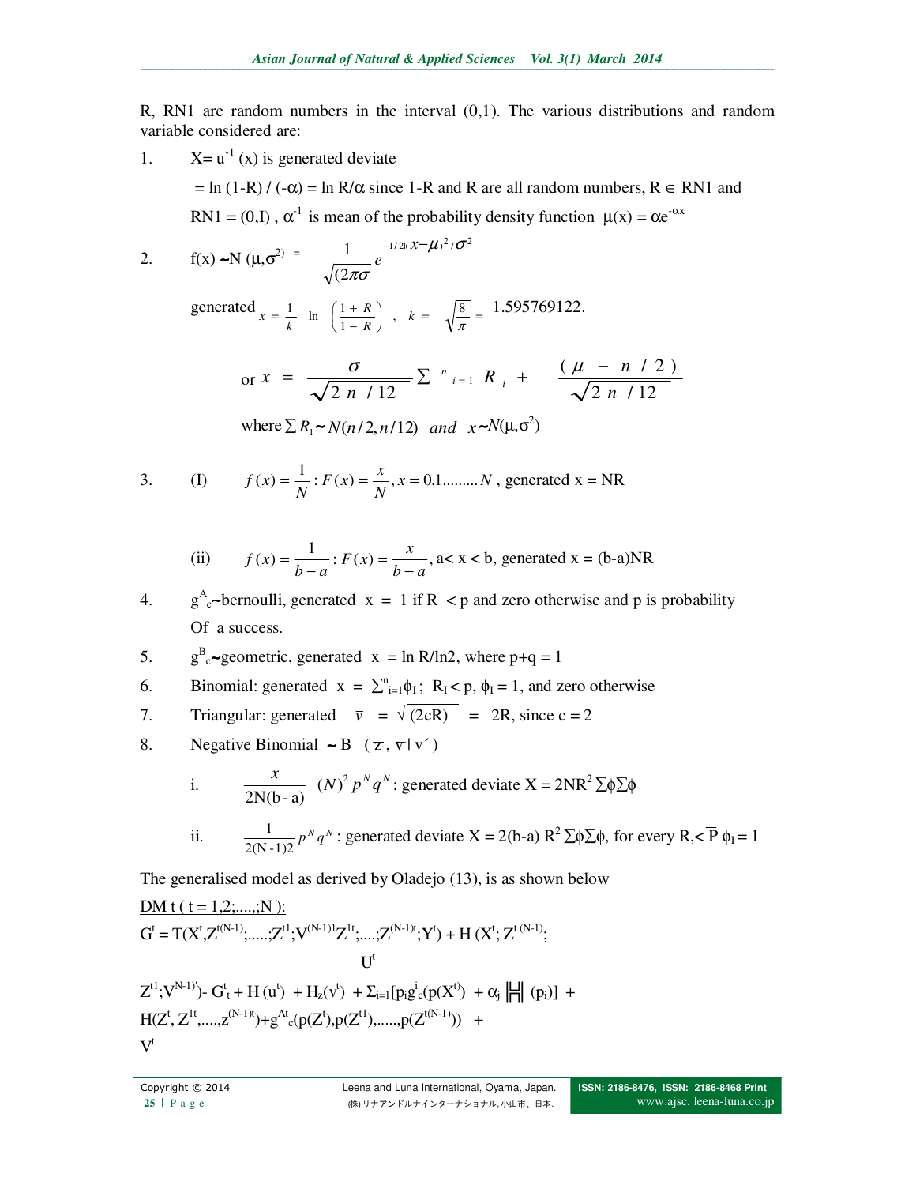R, RN1 are random numbers in the interval (0,1). The various distributions and random variable considered are:

1. $X = u^{-1}(x)$ is generated deviate

   $= \ln(1-R) / (-\alpha) = \ln R/\alpha$ since 1-R and R are all random numbers, $R \in$ RN1 and RN1 = (0,I) , $\alpha^{-1}$ is mean of the probability density function $\mu(x) = \alpha e^{-\alpha x}$

2. $f(x) \sim N(\mu,\sigma^2) = \dfrac{1}{\sqrt{(2\pi\sigma}} e^{-1/2((x-\mu)^2/\sigma^2}$

   generated $x = \frac{1}{k} \ln\left(\frac{1+R}{1-R}\right)$ , $k = \sqrt{\frac{8}{\pi}} = 1.595769122$.

   $$\text{or } x = \frac{\sigma}{\sqrt{2n/12}} \sum_{i=1}^{n} R_i + \frac{(\mu - n/2)}{\sqrt{2n/12}}$$

   where $\sum R_1 \sim N(n/2, n/12)$ and $x \sim N(\mu,\sigma^2)$

3. (I) $f(x) = \dfrac{1}{N} : F(x) = \dfrac{x}{N}, x = 0,1.........N$ , generated x = NR

   (ii) $f(x) = \dfrac{1}{b-a} : F(x) = \dfrac{x}{b-a}$, a< x < b, generated x = (b-a)NR

4. $g^A_c$~bernoulli, generated x = 1 if R $\leq$ p and zero otherwise and p is probability Of a success.

5. $g^B_c$~geometric, generated x = ln R/ln2, where p+q = 1

6. Binomial: generated $x = \sum^n_{i=1}\phi_I$; $R_I < p$, $\phi_I = 1$, and zero otherwise

7. Triangular: generated $\bar{v} = \sqrt{(2cR)} = 2R$, since c = 2

8. Negative Binomial ~ B ( $\tau$, $\bar{v}$| v´ )

   i. $\dfrac{x}{2N(b-a)} (N)^2 p^N q^N$ : generated deviate $X = 2NR^2 \sum\phi\sum\phi$

   ii. $\dfrac{1}{2(N-1)2} p^N q^N$ : generated deviate $X = 2(b-a) R^2 \sum\phi\sum\phi$, for every $R, < \overline{P}$ $\phi_I = 1$

The generalised model as derived by Oladejo (13), is as shown below

DM t ( t = 1,2;....;N ):

$G^t = T(X^t,Z^{t(N-1)};.....;Z^{t1};V^{(N-1)1}Z^{1t};....;Z^{(N-1)t};Y^t) + H(X^t; Z^{t(N-1)};$

$U^t$

$Z^{t1};V^{N-1)'}) - G^t_t + H(u^t) + H_z(v^t) + \Sigma_{i=1}[p_i g^i_c(p(X^t)) + \alpha_j$ |H| $(p_i)]$ +

$H(Z^t, Z^{1t},....,z^{(N-1)t}) + g^{At}_c(p(Z^t),p(Z^{t1}),.....,p(Z^{t(N-1)}))$ +

$V^t$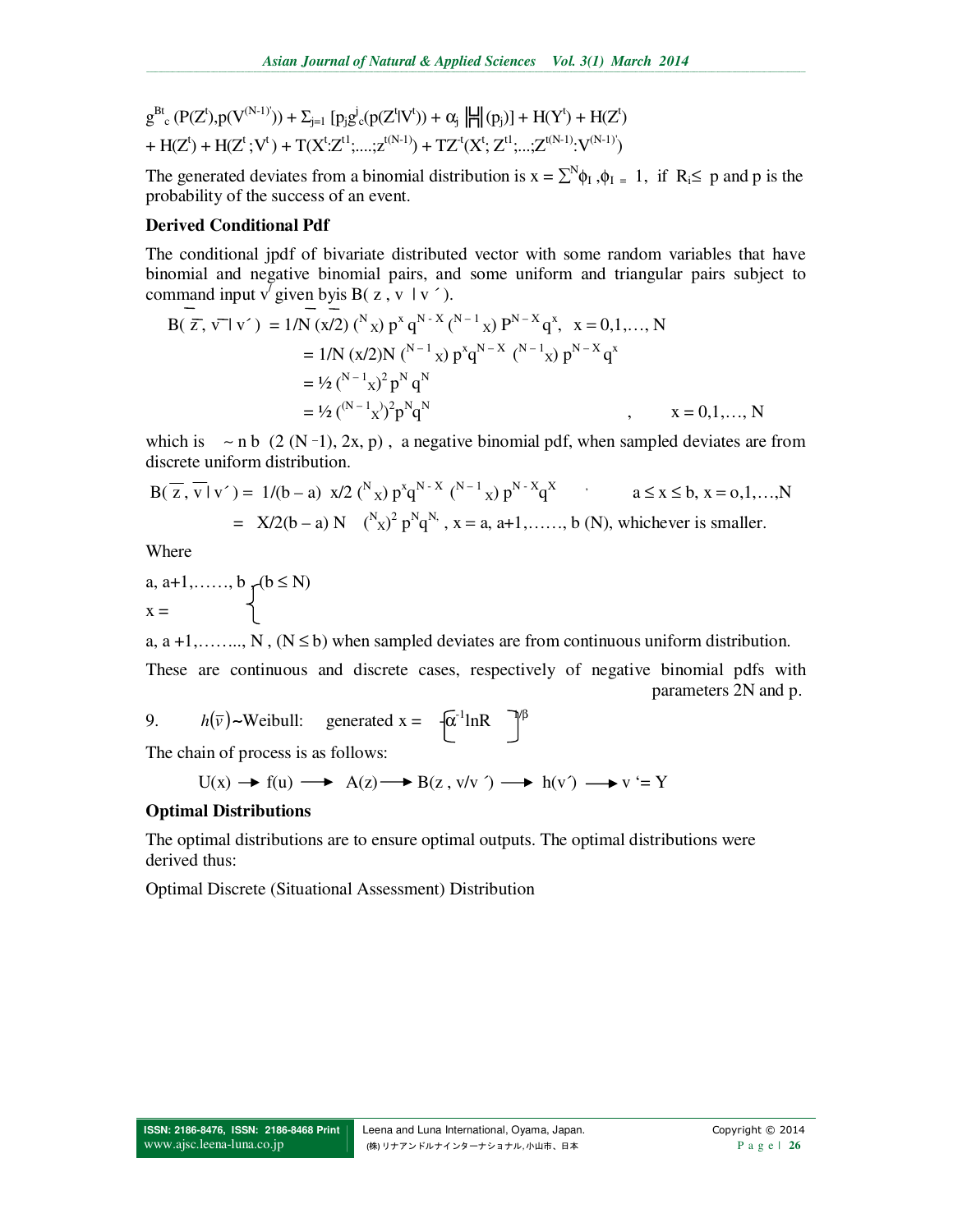$$g^{Bt}_{c}\,(P(Z^t),p(V^{(N-1)'})) + \Sigma_{j=1}\,[p_j g^j_c(p(Z^t|V^t)) + \alpha_j\,|\boxminus|\,(p_j)] + H(Y^t) + H(Z^t)$$
$$+ H(Z^t) + H(Z^t\,;V^t) + T(X^t{:}Z^{t1};....;z^{t(N-1)}) + TZ^{-t}(X^t;\,Z^{t1};...;Z^{t(N-1)}{:}V^{(N-1)'})$$

The generated deviates from a binomial distribution is $x = \sum^N \phi_I\,, \phi_I = 1$, if $R_i \leq$ p and p is the probability of the success of an event.

**Derived Conditional Pdf**

The conditional jpdf of bivariate distributed vector with some random variables that have binomial and negative binomial pairs, and some uniform and triangular pairs subject to command input $v^{/}$ given byis $B(\,z\,,\,v\;|\,v\,')$.

$$B(\,\overline{z},\,\overline{v}\,|\,v') = 1/N\,(\overline{x}/2)\,({}^{N}x)\,p^x\,q^{N-X}\,({}^{N-1}x)\,P^{N-X}q^x,\quad x = 0,1,\ldots,N$$
$$= 1/N\,(x/2)N\,({}^{N-1}x)\,p^xq^{N-X}\,({}^{N-1}x)\,p^{N-X}q^x$$
$$= ½\,({}^{N-1}x)^2\,p^N\,q^N$$
$$= ½\,({}^{(N-1}x)^2p^Nq^N \qquad\qquad ,\qquad x = 0,1,\ldots,N$$

which is $\sim$ n b $(2\,(N-1),\,2x,\,p)$, a negative binomial pdf, when sampled deviates are from discrete uniform distribution.

$$B(\,\overline{z}\,,\,\overline{v}\,|\,v') = 1/(b-a)\;\;x/2\,({}^{N}x)\,p^xq^{N-X}\,({}^{N-1}x)\,p^{N-X}q^X \qquad a \leq x \leq b,\; x = o,1,\ldots,N$$
$$= X/2(b-a)\,N\quad({}^{N}x)^2\,p^Nq^{N,}\,,\; x = a,\,a+1,\ldots\ldots,\,b\;(N),\text{ whichever is smaller.}$$

Where

$$x = \begin{cases} a,\,a+1,\ldots\ldots,\,b\;,\;(b \leq N) \\ a,\,a+1,\ldots\ldots..,\,N\;,\;(N \leq b) \end{cases}$$

when sampled deviates are from continuous uniform distribution.

These are continuous and discrete cases, respectively of negative binomial pdfs with parameters 2N and p.

9. $h(\bar{v})$~Weibull: generated $x = \left[-\alpha^{-1}\ln R\right]^{1/\beta}$

The chain of process is as follows:

$$U(x) \longrightarrow f(u) \longrightarrow A(z) \longrightarrow B(z\,,\,v/v\,') \longrightarrow h(v') \longrightarrow v' = Y$$

**Optimal Distributions**

The optimal distributions are to ensure optimal outputs. The optimal distributions were derived thus:

Optimal Discrete (Situational Assessment) Distribution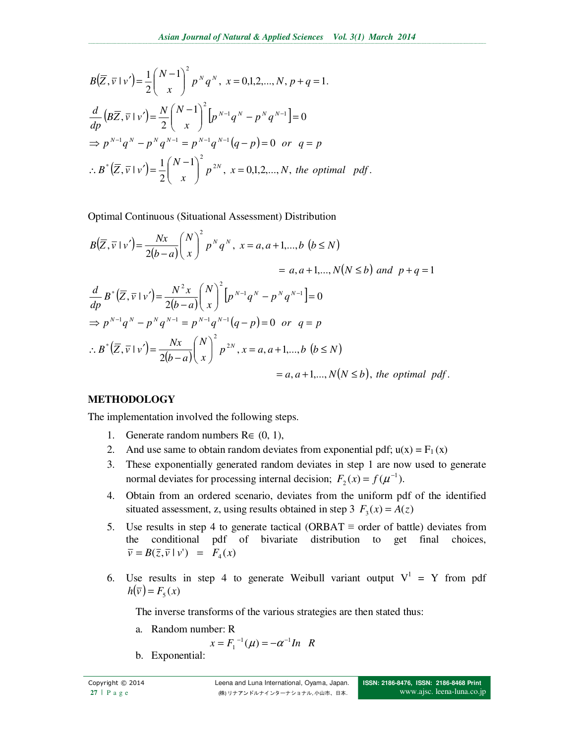$$B\left(\overline{Z}, \overline{v} \mid v'\right) = \frac{1}{2}\binom{N-1}{x}^2 p^N q^N, \; x = 0,1,2,\ldots,N, \; p+q=1.$$

$$\frac{d}{dp}\left(B\overline{Z}, \overline{v} \mid v'\right) = \frac{N}{2}\binom{N-1}{x}^2 \left[p^{N-1}q^N - p^N q^{N-1}\right] = 0$$

$$\Rightarrow p^{N-1}q^N - p^N q^{N-1} = p^{N-1}q^{N-1}(q-p) = 0 \;\; or \;\; q = p$$

$$\therefore B^*\left(\overline{Z}, \overline{v} \mid v'\right) = \frac{1}{2}\binom{N-1}{x}^2 p^{2N}, \; x = 0,1,2,\ldots,N, \; the \; optimal \;\; pdf.$$

Optimal Continuous (Situational Assessment) Distribution

$$B\left(\overline{Z}, \overline{v} \mid v'\right) = \frac{Nx}{2(b-a)}\binom{N}{x}^2 p^N q^N, \; x = a, a+1,\ldots,b \; (b \le N)$$

$$= a, a+1,\ldots,N(N \le b) \; and \;\; p+q=1$$

$$\frac{d}{dp} B^*\left(\overline{Z}, \overline{v} \mid v'\right) = \frac{N^2 x}{2(b-a)}\binom{N}{x}^2 \left[p^{N-1}q^N - p^N q^{N-1}\right] = 0$$

$$\Rightarrow p^{N-1}q^N - p^N q^{N-1} = p^{N-1}q^{N-1}(q-p) = 0 \;\; or \;\; q = p$$

$$\therefore B^*\left(\overline{Z}, \overline{v} \mid v'\right) = \frac{Nx}{2(b-a)}\binom{N}{x}^2 p^{2N}, x = a, a+1,\ldots,b \; (b \le N)$$

$$= a, a+1,\ldots,N(N \le b), \; the \;\; optimal \;\; pdf.$$

## METHODOLOGY

The implementation involved the following steps.

1. Generate random numbers $R \in (0, 1)$,
2. And use same to obtain random deviates from exponential pdf; $u(x) = F_1(x)$
3. These exponentially generated random deviates in step 1 are now used to generate normal deviates for processing internal decision; $F_2(x) = f(\mu^{-1})$.
4. Obtain from an ordered scenario, deviates from the uniform pdf of the identified situated assessment, z, using results obtained in step 3 $F_3(x) = A(z)$
5. Use results in step 4 to generate tactical (ORBAT ≡ order of battle) deviates from the conditional pdf of bivariate distribution to get final choices, $\overline{v} = B(\overline{z}, \overline{v} \mid v') \;\; = \;\; F_4(x)$
6. Use results in step 4 to generate Weibull variant output $V^1$ = Y from pdf $h(\overline{v}) = F_5(x)$

   The inverse transforms of the various strategies are then stated thus:

   a. Random number: R

   $$x = F_1^{-1}(\mu) = -\alpha^{-1} In \;\; R$$

   b. Exponential: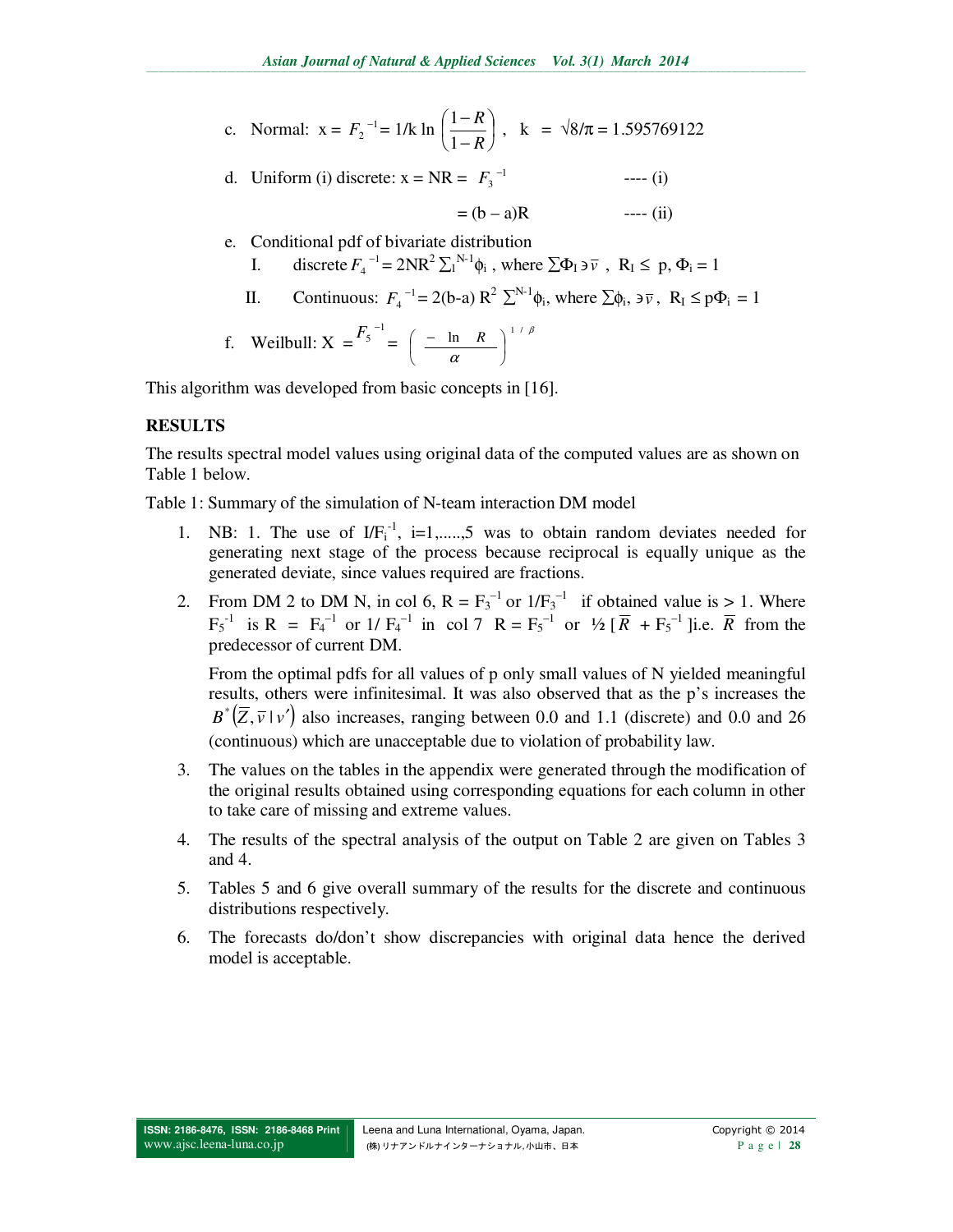c. Normal: $x = F_2^{-1} = 1/k \ln \left(\frac{1-R}{1-R}\right)$, $k = \sqrt{8/\pi} = 1.595769122$

d. Uniform (i) discrete: $x = NR = F_3^{-1}$ ---- (i)

$= (b - a)R$ ---- (ii)

e. Conditional pdf of bivariate distribution

   I. discrete $F_4^{-1} = 2NR^2 \sum_1^{N-1} \phi_i$ , where $\sum \Phi_I \ni \bar{v}$ , $R_I \leq p$, $\Phi_i = 1$

   II. Continuous: $F_4^{-1} = 2(b\text{-}a)\, R^2 \sum^{N-1} \phi_i$, where $\sum \phi_i$, $\ni \bar{v}$, $R_I \leq p\Phi_i = 1$

f. Weilbull: $X = F_5^{-1} = \left(\frac{-\ln R}{\alpha}\right)^{1/\beta}$

This algorithm was developed from basic concepts in [16].

## RESULTS

The results spectral model values using original data of the computed values are as shown on Table 1 below.

Table 1: Summary of the simulation of N-team interaction DM model

1. NB: 1. The use of $I/F_i^{-1}$, i=1,.....,5 was to obtain random deviates needed for generating next stage of the process because reciprocal is equally unique as the generated deviate, since values required are fractions.

2. From DM 2 to DM N, in col 6, $R = F_3^{-1}$ or $1/F_3^{-1}$ if obtained value is > 1. Where $F_5^{-1}$ is $R = F_4^{-1}$ or $1/F_4^{-1}$ in col 7 $R = F_5^{-1}$ or $½\,[\bar{R} + F_5^{-1}]$i.e. $\bar{R}$ from the predecessor of current DM.

   From the optimal pdfs for all values of p only small values of N yielded meaningful results, others were infinitesimal. It was also observed that as the p's increases the $B^*(\bar{Z}, \bar{v} \mid v')$ also increases, ranging between 0.0 and 1.1 (discrete) and 0.0 and 26 (continuous) which are unacceptable due to violation of probability law.

3. The values on the tables in the appendix were generated through the modification of the original results obtained using corresponding equations for each column in other to take care of missing and extreme values.

4. The results of the spectral analysis of the output on Table 2 are given on Tables 3 and 4.

5. Tables 5 and 6 give overall summary of the results for the discrete and continuous distributions respectively.

6. The forecasts do/don't show discrepancies with original data hence the derived model is acceptable.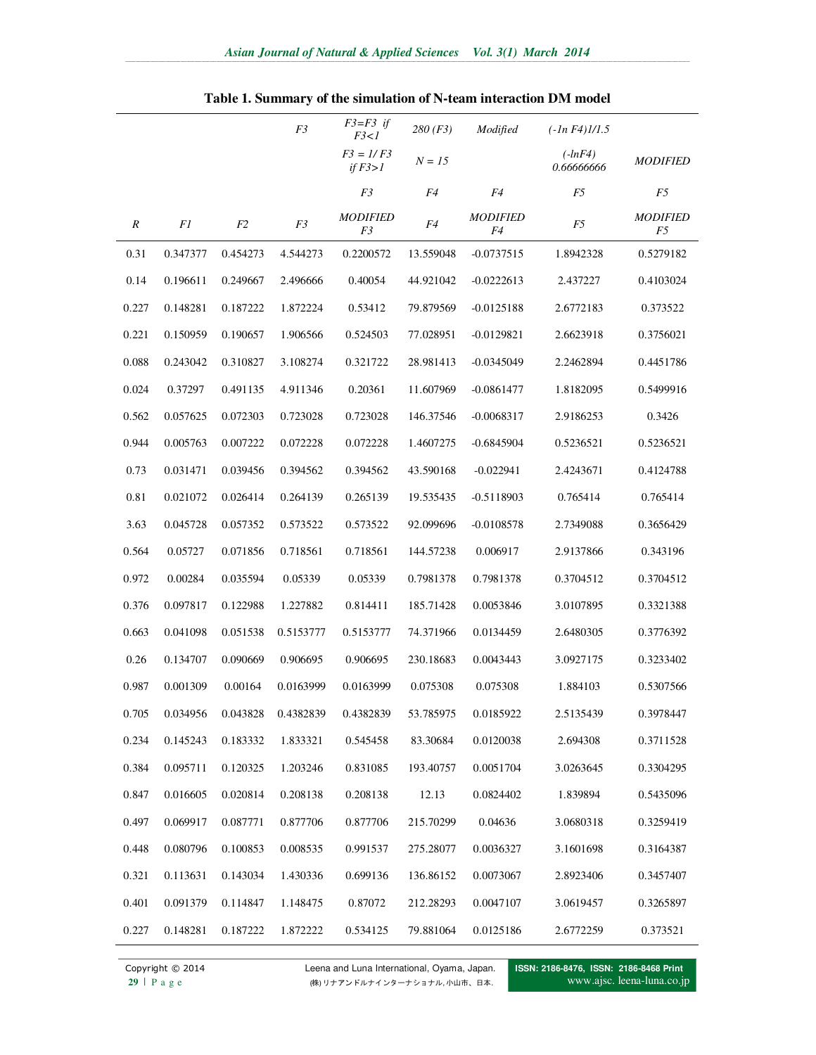**Table 1. Summary of the simulation of N-team interaction DM model**

| | | | F3 | F3=F3 if F3<1 | 280 (F3) | Modified | (-1n F4)1/1.5 | |
|---|---|---|---|---|---|---|---|---|
| | | | | F3 = 1/ F3 if F3>1 | N = 15 | | (-lnF4) 0.66666666 | MODIFIED |
| | | | | F3 | F4 | F4 | F5 | F5 |
| R | F1 | F2 | F3 | MODIFIED F3 | F4 | MODIFIED F4 | F5 | MODIFIED F5 |
| 0.31 | 0.347377 | 0.454273 | 4.544273 | 0.2200572 | 13.559048 | -0.0737515 | 1.8942328 | 0.5279182 |
| 0.14 | 0.196611 | 0.249667 | 2.496666 | 0.40054 | 44.921042 | -0.0222613 | 2.437227 | 0.4103024 |
| 0.227 | 0.148281 | 0.187222 | 1.872224 | 0.53412 | 79.879569 | -0.0125188 | 2.6772183 | 0.373522 |
| 0.221 | 0.150959 | 0.190657 | 1.906566 | 0.524503 | 77.028951 | -0.0129821 | 2.6623918 | 0.3756021 |
| 0.088 | 0.243042 | 0.310827 | 3.108274 | 0.321722 | 28.981413 | -0.0345049 | 2.2462894 | 0.4451786 |
| 0.024 | 0.37297 | 0.491135 | 4.911346 | 0.20361 | 11.607969 | -0.0861477 | 1.8182095 | 0.5499916 |
| 0.562 | 0.057625 | 0.072303 | 0.723028 | 0.723028 | 146.37546 | -0.0068317 | 2.9186253 | 0.3426 |
| 0.944 | 0.005763 | 0.007222 | 0.072228 | 0.072228 | 1.4607275 | -0.6845904 | 0.5236521 | 0.5236521 |
| 0.73 | 0.031471 | 0.039456 | 0.394562 | 0.394562 | 43.590168 | -0.022941 | 2.4243671 | 0.4124788 |
| 0.81 | 0.021072 | 0.026414 | 0.264139 | 0.265139 | 19.535435 | -0.5118903 | 0.765414 | 0.765414 |
| 3.63 | 0.045728 | 0.057352 | 0.573522 | 0.573522 | 92.099696 | -0.0108578 | 2.7349088 | 0.3656429 |
| 0.564 | 0.05727 | 0.071856 | 0.718561 | 0.718561 | 144.57238 | 0.006917 | 2.9137866 | 0.343196 |
| 0.972 | 0.00284 | 0.035594 | 0.05339 | 0.05339 | 0.7981378 | 0.7981378 | 0.3704512 | 0.3704512 |
| 0.376 | 0.097817 | 0.122988 | 1.227882 | 0.814411 | 185.71428 | 0.0053846 | 3.0107895 | 0.3321388 |
| 0.663 | 0.041098 | 0.051538 | 0.5153777 | 0.5153777 | 74.371966 | 0.0134459 | 2.6480305 | 0.3776392 |
| 0.26 | 0.134707 | 0.090669 | 0.906695 | 0.906695 | 230.18683 | 0.0043443 | 3.0927175 | 0.3233402 |
| 0.987 | 0.001309 | 0.00164 | 0.0163999 | 0.0163999 | 0.075308 | 0.075308 | 1.884103 | 0.5307566 |
| 0.705 | 0.034956 | 0.043828 | 0.4382839 | 0.4382839 | 53.785975 | 0.0185922 | 2.5135439 | 0.3978447 |
| 0.234 | 0.145243 | 0.183332 | 1.833321 | 0.545458 | 83.30684 | 0.0120038 | 2.694308 | 0.3711528 |
| 0.384 | 0.095711 | 0.120325 | 1.203246 | 0.831085 | 193.40757 | 0.0051704 | 3.0263645 | 0.3304295 |
| 0.847 | 0.016605 | 0.020814 | 0.208138 | 0.208138 | 12.13 | 0.0824402 | 1.839894 | 0.5435096 |
| 0.497 | 0.069917 | 0.087771 | 0.877706 | 0.877706 | 215.70299 | 0.04636 | 3.0680318 | 0.3259419 |
| 0.448 | 0.080796 | 0.100853 | 0.008535 | 0.991537 | 275.28077 | 0.0036327 | 3.1601698 | 0.3164387 |
| 0.321 | 0.113631 | 0.143034 | 1.430336 | 0.699136 | 136.86152 | 0.0073067 | 2.8923406 | 0.3457407 |
| 0.401 | 0.091379 | 0.114847 | 1.148475 | 0.87072 | 212.28293 | 0.0047107 | 3.0619457 | 0.3265897 |
| 0.227 | 0.148281 | 0.187222 | 1.872222 | 0.534125 | 79.881064 | 0.0125186 | 2.6772259 | 0.373521 |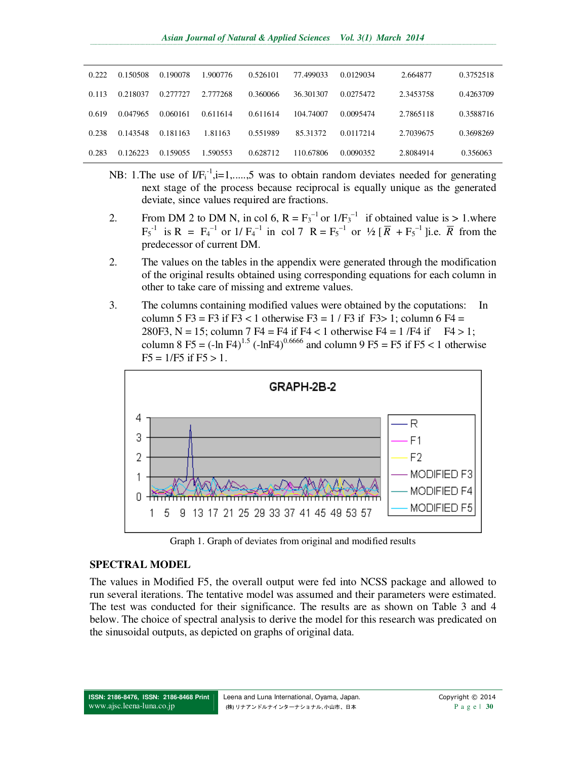| | | | | | | | | |
|---|---|---|---|---|---|---|---|---|
| 0.222 | 0.150508 | 0.190078 | 1.900776 | 0.526101 | 77.499033 | 0.0129034 | 2.664877 | 0.3752518 |
| 0.113 | 0.218037 | 0.277727 | 2.777268 | 0.360066 | 36.301307 | 0.0275472 | 2.3453758 | 0.4263709 |
| 0.619 | 0.047965 | 0.060161 | 0.611614 | 0.611614 | 104.74007 | 0.0095474 | 2.7865118 | 0.3588716 |
| 0.238 | 0.143548 | 0.181163 | 1.81163 | 0.551989 | 85.31372 | 0.0117214 | 2.7039675 | 0.3698269 |
| 0.283 | 0.126223 | 0.159055 | 1.590553 | 0.628712 | 110.67806 | 0.0090352 | 2.8084914 | 0.356063 |

NB: 1. The use of $I/F_i^{-1}$, i=1,.....,5 was to obtain random deviates needed for generating next stage of the process because reciprocal is equally unique as the generated deviate, since values required are fractions.

2. From DM 2 to DM N, in col 6, $R = F_3^{-1}$ or $1/F_3^{-1}$ if obtained value is > 1.where $F_5^{-1}$ is $R = F_4^{-1}$ or $1/F_4^{-1}$ in col 7 $R = F_5^{-1}$ or $\frac{1}{2}[\bar{R} + F_5^{-1}]$ i.e. $\bar{R}$ from the predecessor of current DM.

2. The values on the tables in the appendix were generated through the modification of the original results obtained using corresponding equations for each column in other to take care of missing and extreme values.

3. The columns containing modified values were obtained by the coputations: In column 5 F3 = F3 if F3 < 1 otherwise F3 = 1 / F3 if F3> 1; column 6 F4 = 280F3, N = 15; column 7 F4 = F4 if F4 < 1 otherwise F4 = 1 /F4 if F4 > 1; column 8 $F5 = (-\ln F4)^{1.5}\ (-\ln F4)^{0.6666}$ and column 9 F5 = F5 if F5 < 1 otherwise F5 = 1/F5 if F5 > 1.

Graph 1. Graph of deviates from original and modified results

## SPECTRAL MODEL

The values in Modified F5, the overall output were fed into NCSS package and allowed to run several iterations. The tentative model was assumed and their parameters were estimated. The test was conducted for their significance. The results are as shown on Table 3 and 4 below. The choice of spectral analysis to derive the model for this research was predicated on the sinusoidal outputs, as depicted on graphs of original data.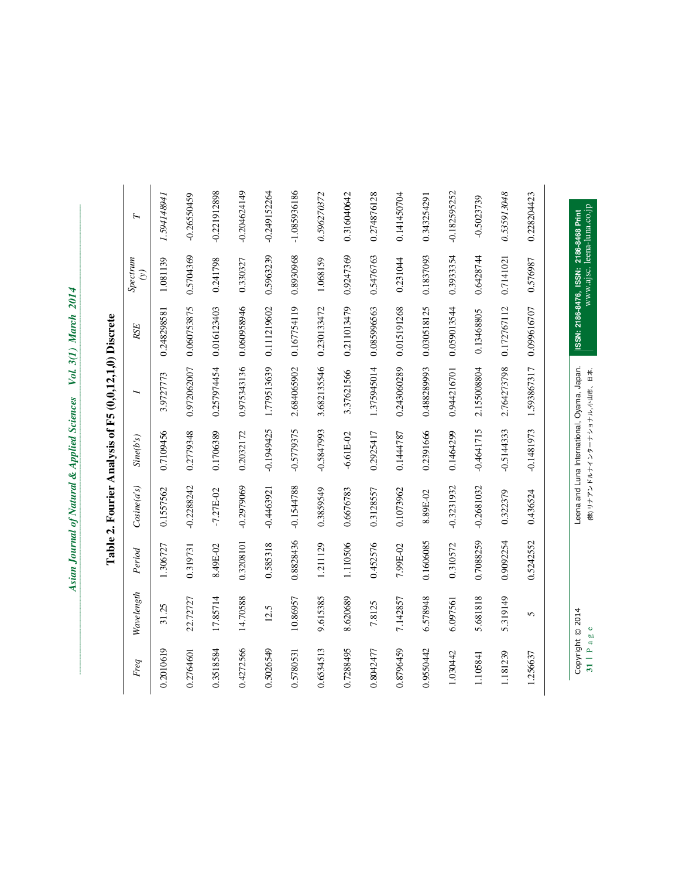# Table 2. Fourier Analysis of F5 (0,0,12,1,0) Discrete

| *Freq* | *Wavelength* | *Period* | *Cosine(a's)* | *Sine(b's)* | *I* | *RSE* | *Spectrum (y)* | *T* |
|---|---|---|---|---|---|---|---|---|
| 0.2010619 | 31.25 | 1.306727 | 0.1557562 | 0.7109456 | 3.9727773 | 0.248298581 | 1.081139 | *1.59414894I* |
| 0.2764601 | 22.72727 | 0.319731 | -0.2288242 | 0.2779348 | 0.972062007 | 0.060753875 | 0.5704369 | -0.26550459 |
| 0.3518584 | 17.85714 | 8.49E-02 | -7.27E-02 | 0.1706389 | 0.257974454 | 0.016123403 | 0.241798 | -0.221912898 |
| 0.4272566 | 14.70588 | 0.3208101 | -0.2979069 | 0.2032172 | 0.975343136 | 0.060958946 | 0.330327 | -0.20462149 |
| 0.5026549 | 12.5 | 0.585318 | -0.4463921 | -0.1949425 | 1.779513639 | 0.111219602 | 0.5963239 | -0.249152264 |
| 0.5780531 | 10.86957 | 0.8828436 | -0.1544788 | -0.5779375 | 2.684065902 | 0.167754119 | 0.8930968 | -1.085936186 |
| 0.6534513 | 9.615385 | 1.211129 | 0.3859549 | -0.5847993 | 3.682135546 | 0.230133472 | 1.068159 | *0.596270372* |
| 0.7288495 | 8.620689 | 1.110506 | 0.6676783 | -6.61E-02 | 3.37621566 | 0.211013479 | 0.9247369 | 0.316040642 |
| 0.8042477 | 7.8125 | 0.452576 | 0.3128557 | 0.2925417 | 1.375945014 | 0.085996563 | 0.5476763 | 0.274876128 |
| 0.8796459 | 7.142857 | 7.99E-02 | 0.1073962 | 0.1444787 | 0.243060289 | 0.015191268 | 0.231044 | 0.141450704 |
| 0.9550442 | 6.578948 | 0.1606085 | 8.89E-02 | 0.2391666 | 0.488289993 | 0.030518125 | 0.1837093 | 0.343254291 |
| 1.030442 | 6.097561 | 0.310572 | -0.3231932 | 0.1464299 | 0.944216701 | 0.059013544 | 0.3933354 | -0.182595252 |
| 1.105841 | 5.681818 | 0.7088259 | -0.2681032 | -0.4641715 | 2.155008804 | 0.13468805 | 0.6428744 | -0.5023739 |
| 1.181239 | 5.319149 | 0.9092254 | 0.322379 | -0.5144333 | 2.764273798 | 0.172767112 | 0.7141021 | *0.535913048* |
| 1.256637 | 5 | 0.5242552 | 0.436524 | -0.1481973 | 1.593867317 | 0.099616707 | 0.576987 | 0.228204423 |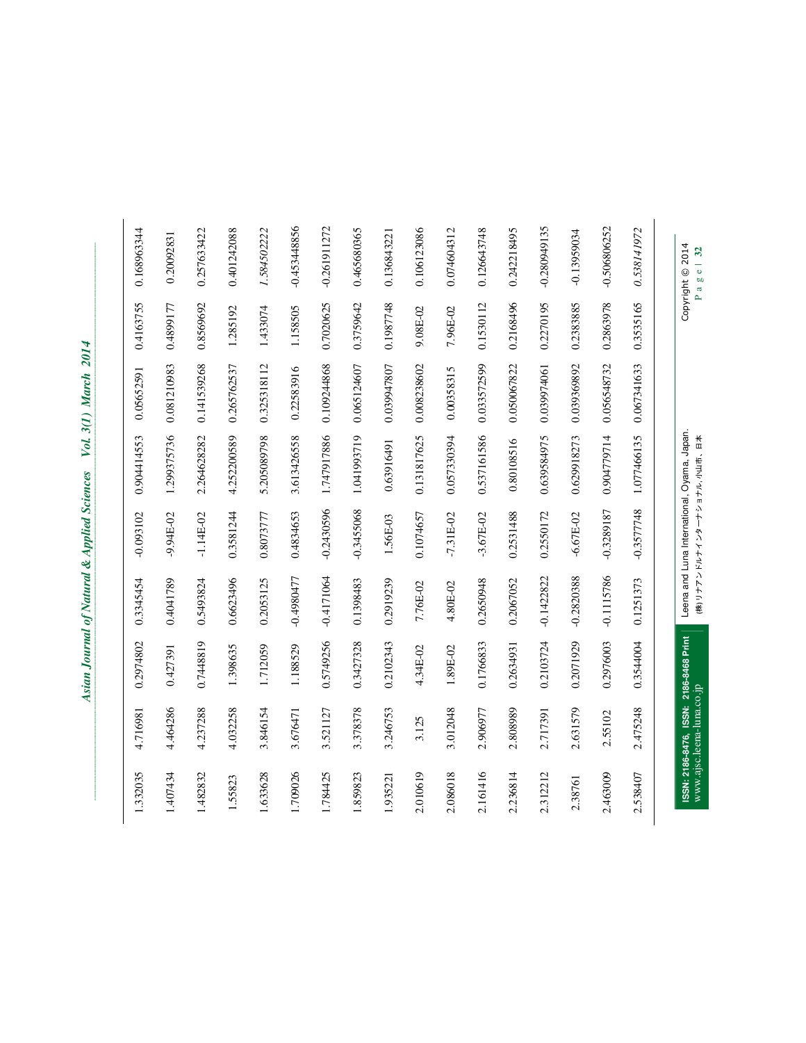| | | | | | | | | |
|---|---|---|---|---|---|---|---|---|
| 1.332035 | 4.716981 | 0.2974802 | 0.3345454 | -0.093102 | 0.904414553 | 0.05652591 | 0.4163755 | 0.168963344 |
| 1.407434 | 4.464286 | 0.427391 | 0.4041789 | -9.94E-02 | 1.299375736 | 0.081210983 | 0.4899177 | 0.20092831 |
| 1.482832 | 4.237288 | 0.7448819 | 0.5493824 | -1.14E-02 | 2.264628282 | 0.141539268 | 0.8569692 | 0.257633422 |
| 1.55823 | 4.032258 | 1.398635 | 0.6623496 | 0.3581244 | 4.252200589 | 0.265762537 | 1.285192 | 0.401242088 |
| 1.633628 | 3.846154 | 1.712059 | 0.2053125 | 0.8073777 | 5.205089798 | 0.325318112 | 1.433074 | *1.58450222* |
| 1.709026 | 3.676471 | 1.188529 | -0.4980477 | 0.4834653 | 3.613426558 | 0.22583916 | 1.158505 | -0.453448856 |
| 1.784425 | 3.521127 | 0.5749256 | -0.4171064 | -0.2430596 | 1.747917886 | 0.109244868 | 0.7020625 | -0.261911272 |
| 1.859823 | 3.378378 | 0.3427328 | 0.1398483 | -0.3455068 | 1.041993719 | 0.065124607 | 0.3759642 | 0.465680365 |
| 1.935221 | 3.246753 | 0.2102343 | 0.2919239 | 1.56E-03 | 0.63916491 | 0.039947807 | 0.1987748 | 0.136843221 |
| 2.010619 | 3.125 | 4.34E-02 | 7.76E-02 | 0.1074657 | 0.131817625 | 0.008238602 | 9.08E-02 | 0.106123086 |
| 2.086018 | 3.012048 | 1.89E-02 | 4.80E-02 | -7.31E-02 | 0.057330394 | 0.00358315 | 7.96E-02 | 0.074604312 |
| 2.161416 | 2.906977 | 0.1766833 | 0.2650948 | -3.67E-02 | 0.537161586 | 0.033572599 | 0.1530112 | 0.126643748 |
| 2.236814 | 2.808989 | 0.2634931 | 0.2067052 | 0.2531488 | 0.80108516 | 0.050067822 | 0.2168496 | 0.242218495 |
| 2.312212 | 2.717391 | 0.2103724 | -0.1422822 | 0.2550172 | 0.639584975 | 0.039974061 | 0.2270195 | -0.280949135 |
| 2.38761 | 2.631579 | 0.2071929 | -0.2820388 | -6.67E-02 | 0.629918273 | 0.039369892 | 0.2383885 | -0.13959034 |
| 2.463009 | 2.55102 | 0.2976003 | -0.1115786 | -0.3289187 | 0.904779714 | 0.056548732 | 0.2863978 | -0.506806252 |
| 2.538407 | 2.475248 | 0.3544004 | 0.1251373 | -0.3577748 | 1.077466135 | 0.067341633 | 0.3535165 | *0.538141972* |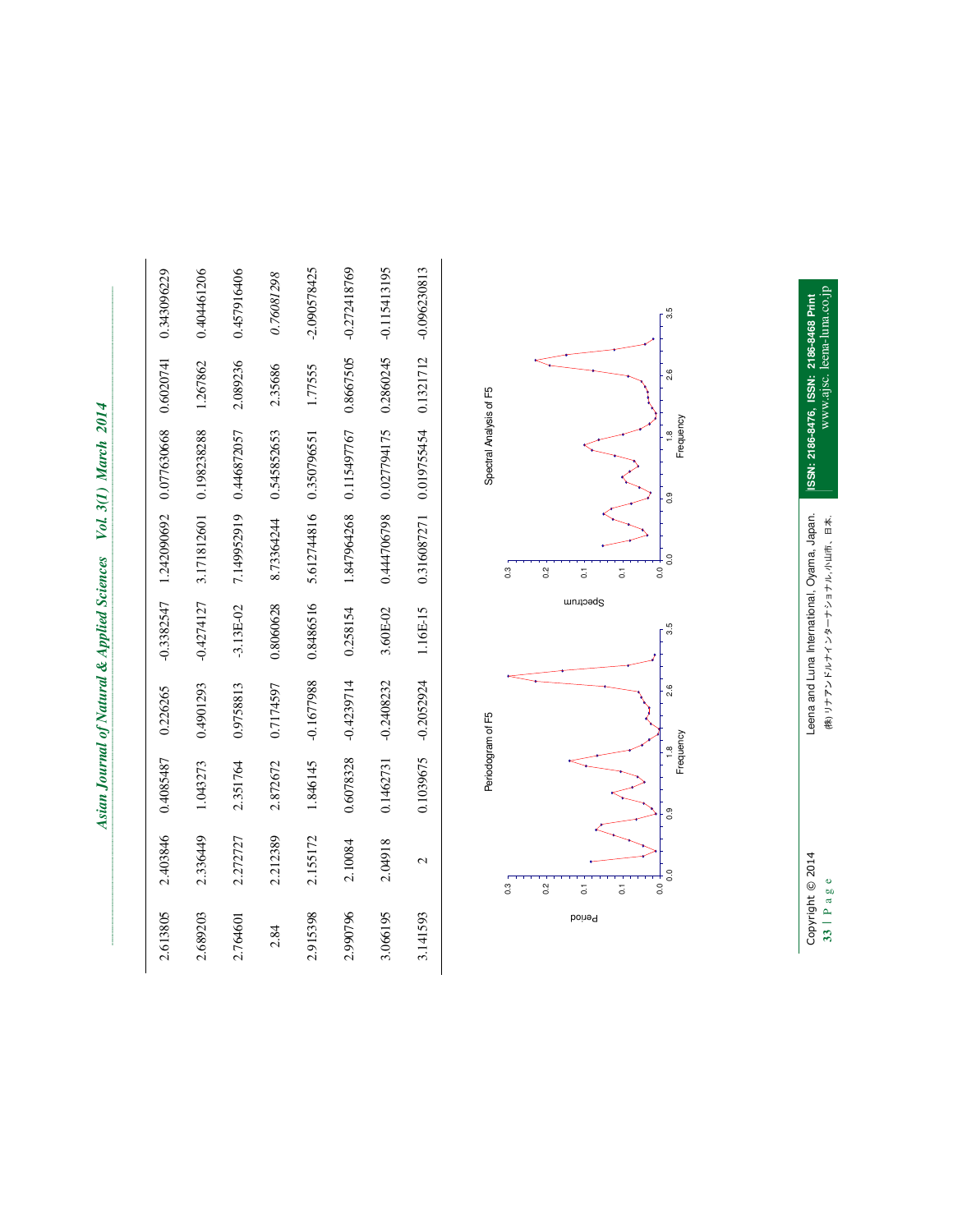| | | | | | | | | |
|---|---|---|---|---|---|---|---|---|
| 2.613805 | 2.403846 | 0.4085487 | 0.226265 | -0.3382547 | 1.242090692 | 0.077630668 | 0.6020741 | 0.343096229 |
| 2.689203 | 2.336449 | 1.043273 | 0.4901293 | -0.4274127 | 3.171812601 | 0.198238288 | 1.267862 | 0.404461206 |
| 2.764601 | 2.272727 | 2.351764 | 0.9758813 | -3.13E-02 | 7.149952919 | 0.446872057 | 2.089236 | 0.457916406 |
| 2.84 | 2.212389 | 2.872672 | 0.7174597 | 0.8060628 | 8.73364244 | 0.545852653 | 2.35686 | *0.76081298* |
| 2.915398 | 2.155172 | 1.846145 | -0.1677988 | 0.8486516 | 5.612744816 | 0.350796551 | 1.77555 | -2.090578425 |
| 2.990796 | 2.10084 | 0.6078328 | -0.4239714 | 0.258154 | 1.847964268 | 0.115497767 | 0.8667505 | -0.272418769 |
| 3.066195 | 2.04918 | 0.1462731 | -0.2408232 | 3.60E-02 | 0.444706798 | 0.027794175 | 0.2860245 | -0.115413195 |
| 3.141593 | 2 | 0.1039675 | -0.2052924 | 1.16E-15 | 0.316087271 | 0.019755454 | 0.1321712 | -0.096230813 |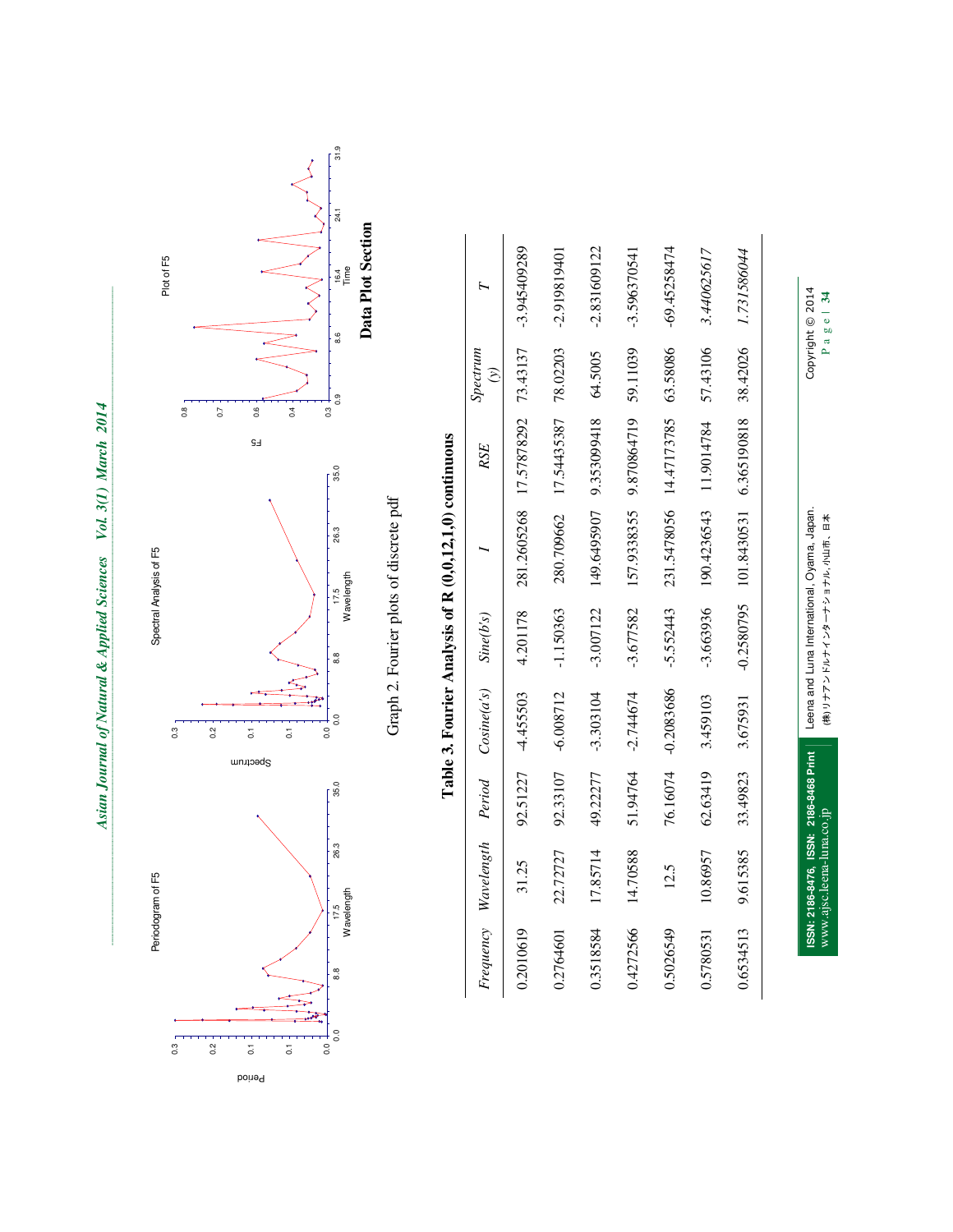Graph 2. Fourier plots of discrete pdf

Data Plot Section

**Table 3. Fourier Analysis of R (0,0,12,1,0) continuous**

| *Frequency* | *Wavelength* | *Period* | *Cosine(a's)* | *Sine(b's)* | *I* | *RSE* | *Spectrum (y)* | *T* |
|---|---|---|---|---|---|---|---|---|
| 0.2010619 | 31.25 | 92.51227 | -4.455503 | 4.201178 | 281.2605268 | 17.57878292 | 73.43137 | -3.945409289 |
| 0.2764601 | 22.72727 | 92.33107 | -6.008712 | -1.150363 | 280.709662 | 17.54435387 | 78.02203 | -2.919819401 |
| 0.3518584 | 17.85714 | 49.22277 | -3.303104 | -3.007122 | 149.6495907 | 9.353099418 | 64.5005 | -2.831609122 |
| 0.4272566 | 14.70588 | 51.94764 | -2.744674 | -3.677582 | 157.9338355 | 9.870864719 | 59.11039 | -3.596370541 |
| 0.5026549 | 12.5 | 76.16074 | -0.2083686 | -5.552443 | 231.5478056 | 14.47173785 | 63.58086 | -69.45258474 |
| 0.5780531 | 10.86957 | 62.63419 | 3.459103 | -3.663936 | 190.4236543 | 11.9014784 | 57.43106 | *3.440625617* |
| 0.6534513 | 9.615385 | 33.49823 | 3.675931 | -0.2580795 | 101.8430531 | 6.365190818 | 38.42026 | *1.731586044* |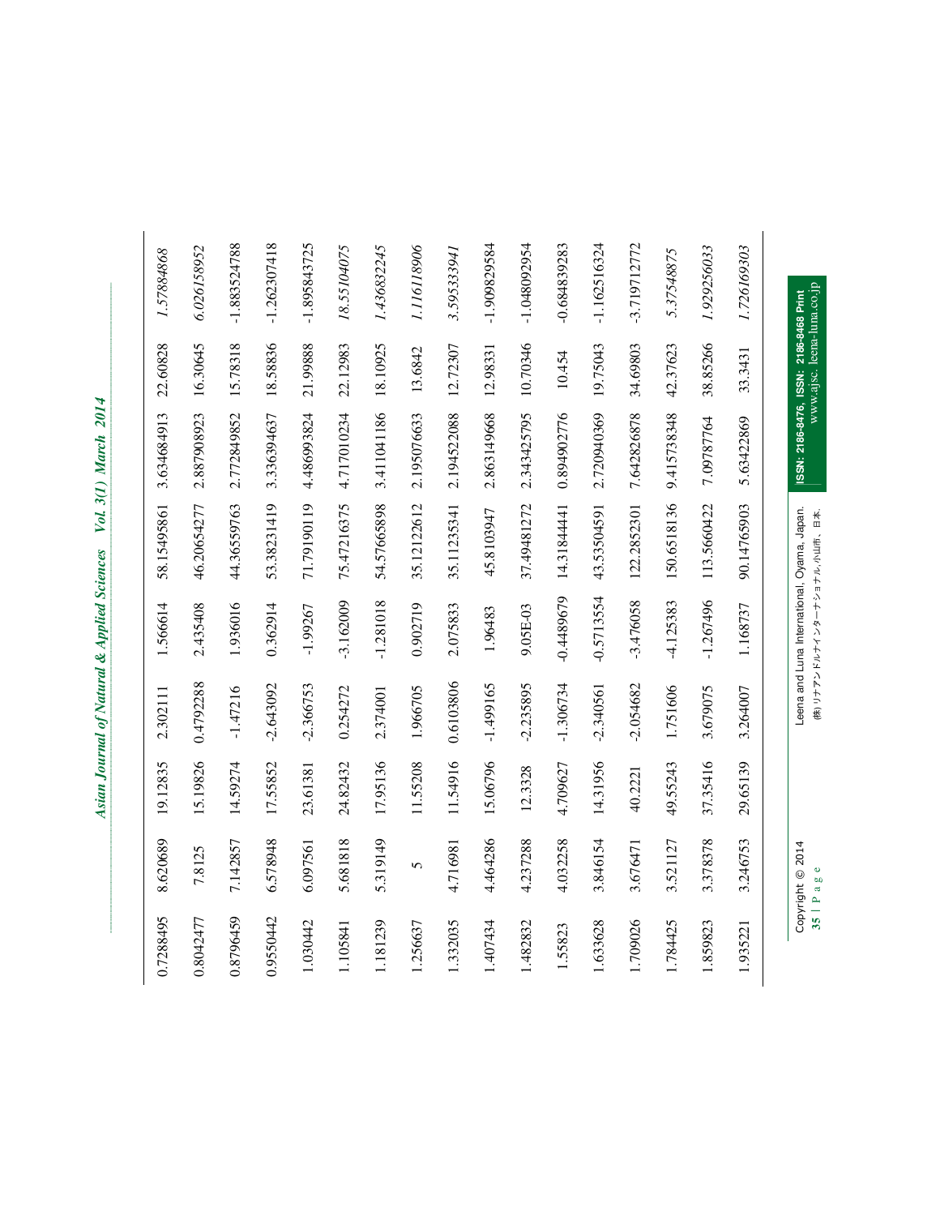| | | | | | | | | | |
|---|---|---|---|---|---|---|---|---|---|
| 0.7288495 | 8.620689 | 19.12835 | 2.302111 | 1.566614 | 58.15495861 | 3.634684913 | 22.60828 | *1.57884868* |
| 0.8042477 | 7.8125 | 15.19826 | 0.4792288 | 2.435408 | 46.20654277 | 2.887908923 | 16.30645 | *6.026158952* |
| 0.8796459 | 7.142857 | 14.59274 | -1.47216 | 1.936016 | 44.36559763 | 2.772849852 | 15.78318 | -1.883524788 |
| 0.9550442 | 6.578948 | 17.55852 | -2.643092 | 0.362914 | 53.38231419 | 3.336394637 | 18.58836 | -1.262307418 |
| 1.030442 | 6.097561 | 23.61381 | -2.366753 | -1.99267 | 71.79190119 | 4.486993824 | 21.99888 | -1.895843725 |
| 1.105841 | 5.681818 | 24.82432 | 0.254272 | -3.162009 | 75.47216375 | 4.717010234 | 22.12983 | *18.55104075* |
| 1.181239 | 5.319149 | 17.95136 | 2.374001 | -1.281018 | 54.57665898 | 3.411041186 | 18.10925 | *1.436832245* |
| 1.256637 | 5 | 11.55208 | 1.966705 | 0.902719 | 35.12122612 | 2.195076633 | 13.6842 | *1.116118906* |
| 1.332035 | 4.716981 | 11.54916 | 0.6103806 | 2.075833 | 35.11235341 | 2.194522088 | 12.72307 | *3.595333941* |
| 1.407434 | 4.464286 | 15.06796 | -1.499165 | 1.96483 | 45.8103947 | 2.863149668 | 12.98331 | -1.909829584 |
| 1.482832 | 4.237288 | 12.3328 | -2.235895 | 9.05E-03 | 37.49481272 | 2.343425795 | 10.70346 | -1.048092954 |
| 1.55823 | 4.032258 | 4.709627 | -1.306734 | -0.4489679 | 14.31844441 | 0.894902776 | 10.454 | -0.684839283 |
| 1.633628 | 3.846154 | 14.31956 | -2.340561 | -0.5713554 | 43.53504591 | 2.720940369 | 19.75043 | -1.162516324 |
| 1.709026 | 3.676471 | 40.2221 | -2.054682 | -3.476058 | 122.2852301 | 7.642826878 | 34.69803 | -3.719712772 |
| 1.784425 | 3.521127 | 49.55243 | 1.751606 | -4.125383 | 150.6518136 | 9.415738348 | 42.37623 | *5.37548875* |
| 1.859823 | 3.378378 | 37.35416 | 3.679075 | -1.267496 | 113.5660422 | 7.09787764 | 38.85266 | *1.929256033* |
| 1.935221 | 3.246753 | 29.65139 | 3.264007 | 1.168737 | 90.14765903 | 5.63422869 | 33.3431 | *1.726169303* |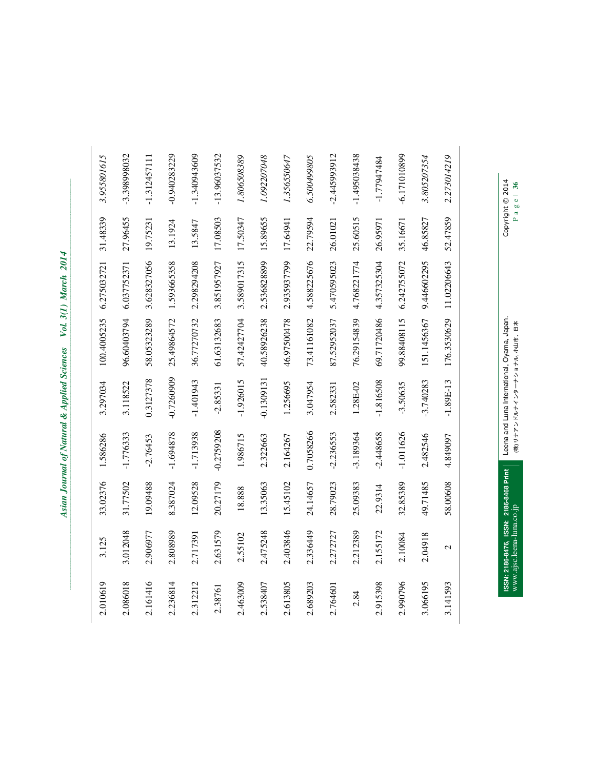| | | | | | | | | | |
|---|---|---|---|---|---|---|---|---|---|
| 2.010619 | 3.125 | 33.02376 | 1.586286 | 3.297034 | 100.4005235 | 6.275032721 | 31.48339 | *3.955801615* |
| 2.086018 | 3.012048 | 31.77502 | -1.776333 | 3.118522 | 96.60403794 | 6.037752371 | 27.96455 | -3.398998032 |
| 2.161416 | 2.906977 | 19.09488 | -2.76453 | 0.3127378 | 58.05323289 | 3.628327056 | 19.75231 | -1.312457111 |
| 2.236814 | 2.808989 | 8.387024 | -1.694878 | -0.7260909 | 25.49864572 | 1.593665358 | 13.1924 | -0.940283229 |
| 2.312212 | 2.717391 | 12.09528 | -1.713938 | -1.401943 | 36.77270732 | 2.298294208 | 13.5847 | -1.340943609 |
| 2.38761 | 2.631579 | 20.27179 | -0.2759208 | -2.85331 | 61.63132683 | 3.851957927 | 17.08503 | -13.96037532 |
| 2.463009 | 2.55102 | 18.888 | 1.986715 | -1.926015 | 57.42427704 | 3.589017315 | 17.50347 | *1.806508389* |
| 2.538407 | 2.475248 | 13.35063 | 2.322663 | -0.1309131 | 40.58926238 | 2.536828899 | 15.89655 | *1.092207048* |
| 2.613805 | 2.403846 | 15.45102 | 2.164267 | 1.256695 | 46.97500478 | 2.935937799 | 17.64941 | *1.356550647* |
| 2.689203 | 2.336449 | 24.14657 | 0.7058266 | 3.047954 | 73.41161082 | 4.588225676 | 22.79594 | *6.500499805* |
| 2.764601 | 2.272727 | 28.79023 | -2.236553 | 2.582331 | 87.52952037 | 5.470595023 | 26.01021 | -2.445993912 |
| 2.84 | 2.212389 | 25.09383 | -3.189364 | 1.28E-02 | 76.29154839 | 4.768221774 | 25.60515 | -1.495038438 |
| 2.915398 | 2.155172 | 22.9314 | -2.448658 | -1.816508 | 69.71720486 | 4.357325304 | 26.95971 | -1.77947484 |
| 2.990796 | 2.10084 | 32.85389 | -1.011626 | -3.50635 | 99.88408115 | 6.242755072 | 35.16671 | -6.171010899 |
| 3.066195 | 2.04918 | 49.71485 | 2.482546 | -3.740283 | 151.1456367 | 9.446602295 | 46.85827 | *3.805207354* |
| 3.141593 | 2 | 58.00608 | 4.849097 | -1.89E-13 | 176.3530629 | 11.02206643 | 52.47859 | *2.273014219* |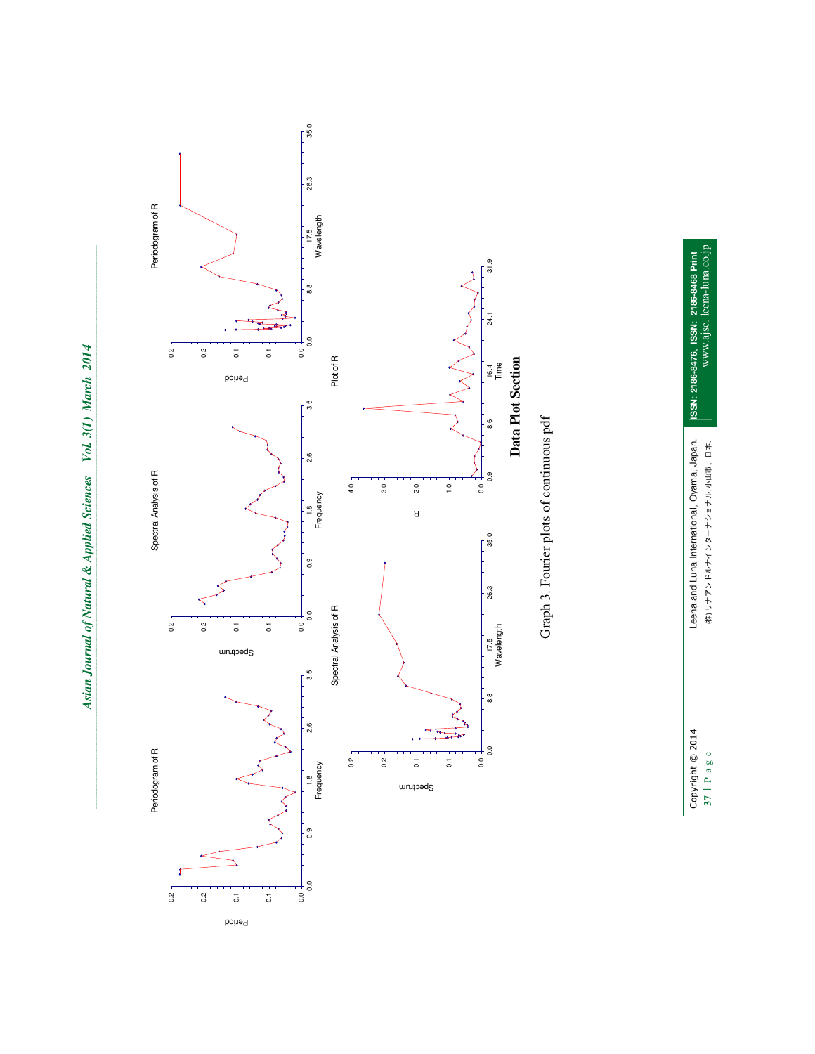## Data Plot Section

Graph 3. Fourier plots of continuous pdf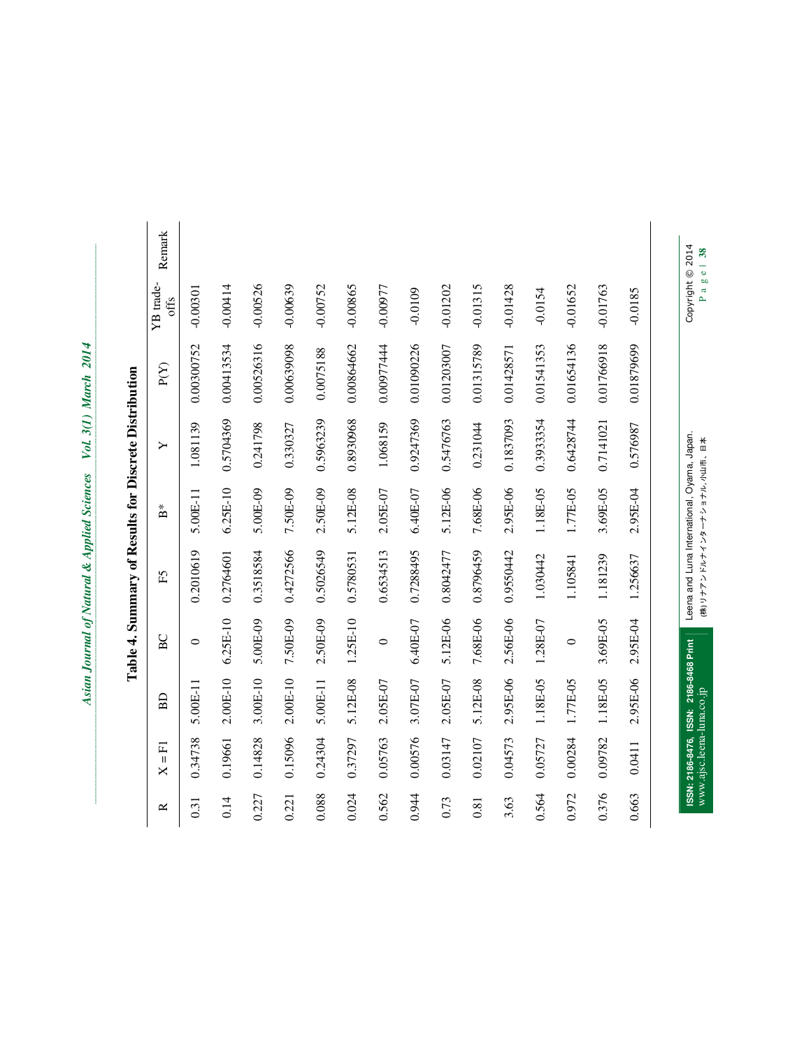## Table 4. Summary of Results for Discrete Distribution

| R | X = F1 | BD | BC | F5 | B* | Y | P(Y) | YB trade-offs | Remark |
|---|---|---|---|---|---|---|---|---|---|
| 0.31 | 0.34738 | 5.00E-11 | 0 | 0.2010619 | 5.00E-11 | 1.081139 | 0.00300752 | -0.00301 | |
| 0.14 | 0.19661 | 2.00E-10 | 6.25E-10 | 0.2764601 | 6.25E-10 | 0.5704369 | 0.00413534 | -0.00414 | |
| 0.227 | 0.14828 | 3.00E-10 | 5.00E-09 | 0.3518584 | 5.00E-09 | 0.241798 | 0.00526316 | -0.00526 | |
| 0.221 | 0.15096 | 2.00E-10 | 7.50E-09 | 0.4272566 | 7.50E-09 | 0.330327 | 0.00639098 | -0.00639 | |
| 0.088 | 0.24304 | 5.00E-11 | 2.50E-09 | 0.5026549 | 2.50E-09 | 0.5963239 | 0.0075188 | -0.00752 | |
| 0.024 | 0.37297 | 5.12E-08 | 1.25E-10 | 0.5780531 | 5.12E-08 | 0.8930968 | 0.00864662 | -0.00865 | |
| 0.562 | 0.05763 | 2.05E-07 | 0 | 0.6534513 | 2.05E-07 | 1.068159 | 0.00977444 | -0.00977 | |
| 0.944 | 0.00576 | 3.07E-07 | 6.40E-07 | 0.7288495 | 6.40E-07 | 0.9247369 | 0.01090226 | -0.0109 | |
| 0.73 | 0.03147 | 2.05E-07 | 5.12E-06 | 0.8042477 | 5.12E-06 | 0.5476763 | 0.01203007 | -0.01202 | |
| 0.81 | 0.02107 | 5.12E-08 | 7.68E-06 | 0.8796459 | 7.68E-06 | 0.231044 | 0.01315789 | -0.01315 | |
| 3.63 | 0.04573 | 2.95E-06 | 2.56E-06 | 0.9550442 | 2.95E-06 | 0.1837093 | 0.01428571 | -0.01428 | |
| 0.564 | 0.05727 | 1.18E-05 | 1.28E-07 | 1.030442 | 1.18E-05 | 0.3933354 | 0.01541353 | -0.0154 | |
| 0.972 | 0.00284 | 1.77E-05 | 0 | 1.105841 | 1.77E-05 | 0.6428744 | 0.01654136 | -0.01652 | |
| 0.376 | 0.09782 | 1.18E-05 | 3.69E-05 | 1.181239 | 3.69E-05 | 0.7141021 | 0.01766918 | -0.01763 | |
| 0.663 | 0.0411 | 2.95E-06 | 2.95E-04 | 1.256637 | 2.95E-04 | 0.576987 | 0.01879699 | -0.0185 | |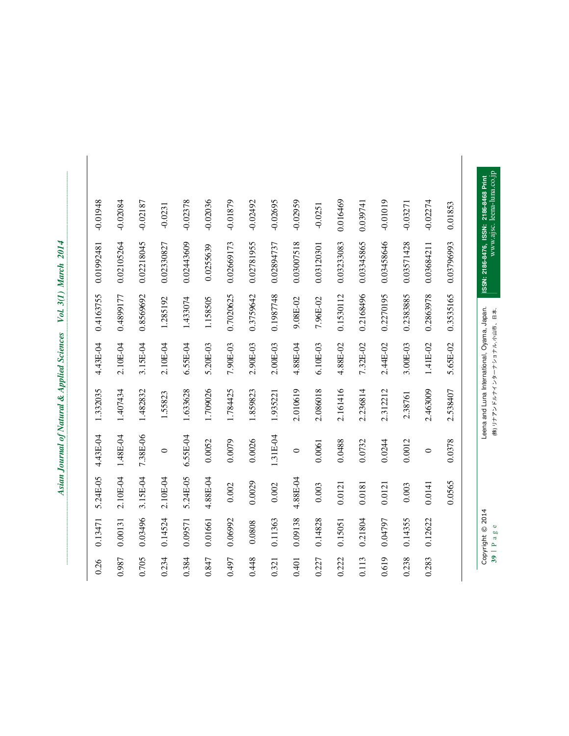| | | | | | | | | |
|---|---|---|---|---|---|---|---|---|
| 0.26 | 0.13471 | 5.24E-05 | 4.43E-04 | 1.332035 | 4.43E-04 | 0.4163755 | 0.01992481 | -0.01948 |
| 0.987 | 0.00131 | 2.10E-04 | 1.48E-04 | 1.407434 | 2.10E-04 | 0.4899177 | 0.02105264 | -0.02084 |
| 0.705 | 0.03496 | 3.15E-04 | 7.38E-06 | 1.482832 | 3.15E-04 | 0.8569692 | 0.02218045 | -0.02187 |
| 0.234 | 0.14524 | 2.10E-04 | 0 | 1.55823 | 2.10E-04 | 1.285192 | 0.02330827 | -0.0231 |
| 0.384 | 0.09571 | 5.24E-05 | 6.55E-04 | 1.633628 | 6.55E-04 | 1.433074 | 0.02443609 | -0.02378 |
| 0.847 | 0.01661 | 4.88E-04 | 0.0052 | 1.709026 | 5.20E-03 | 1.158505 | 0.0255639 | -0.02036 |
| 0.497 | 0.06992 | 0.002 | 0.0079 | 1.784425 | 7.90E-03 | 0.7020625 | 0.02669173 | -0.01879 |
| 0.448 | 0.0808 | 0.0029 | 0.0026 | 1.859823 | 2.90E-03 | 0.3759642 | 0.02781955 | -0.02492 |
| 0.321 | 0.11363 | 0.002 | 1.31E-04 | 1.935221 | 2.00E-03 | 0.1987748 | 0.02894737 | -0.02695 |
| 0.401 | 0.09138 | 4.88E-04 | 0 | 2.010619 | 4.88E-04 | 9.08E-02 | 0.03007518 | -0.02959 |
| 0.227 | 0.14828 | 0.003 | 0.0061 | 2.086018 | 6.10E-03 | 7.96E-02 | 0.03120301 | -0.0251 |
| 0.222 | 0.15051 | 0.0121 | 0.0488 | 2.161416 | 4.88E-02 | 0.1530112 | 0.03233083 | 0.016469 |
| 0.113 | 0.21804 | 0.0181 | 0.0732 | 2.236814 | 7.32E-02 | 0.2168496 | 0.03345865 | 0.039741 |
| 0.619 | 0.04797 | 0.0121 | 0.0244 | 2.312212 | 2.44E-02 | 0.2270195 | 0.03458646 | -0.01019 |
| 0.238 | 0.14355 | 0.003 | 0.0012 | 2.38761 | 3.00E-03 | 0.2383885 | 0.03571428 | -0.03271 |
| 0.283 | 0.12622 | 0.0141 | 0 | 2.463009 | 1.41E-02 | 0.2863978 | 0.03684211 | -0.02274 |
| | | 0.0565 | 0.0378 | 2.538407 | 5.65E-02 | 0.3535165 | 0.03796993 | 0.01853 |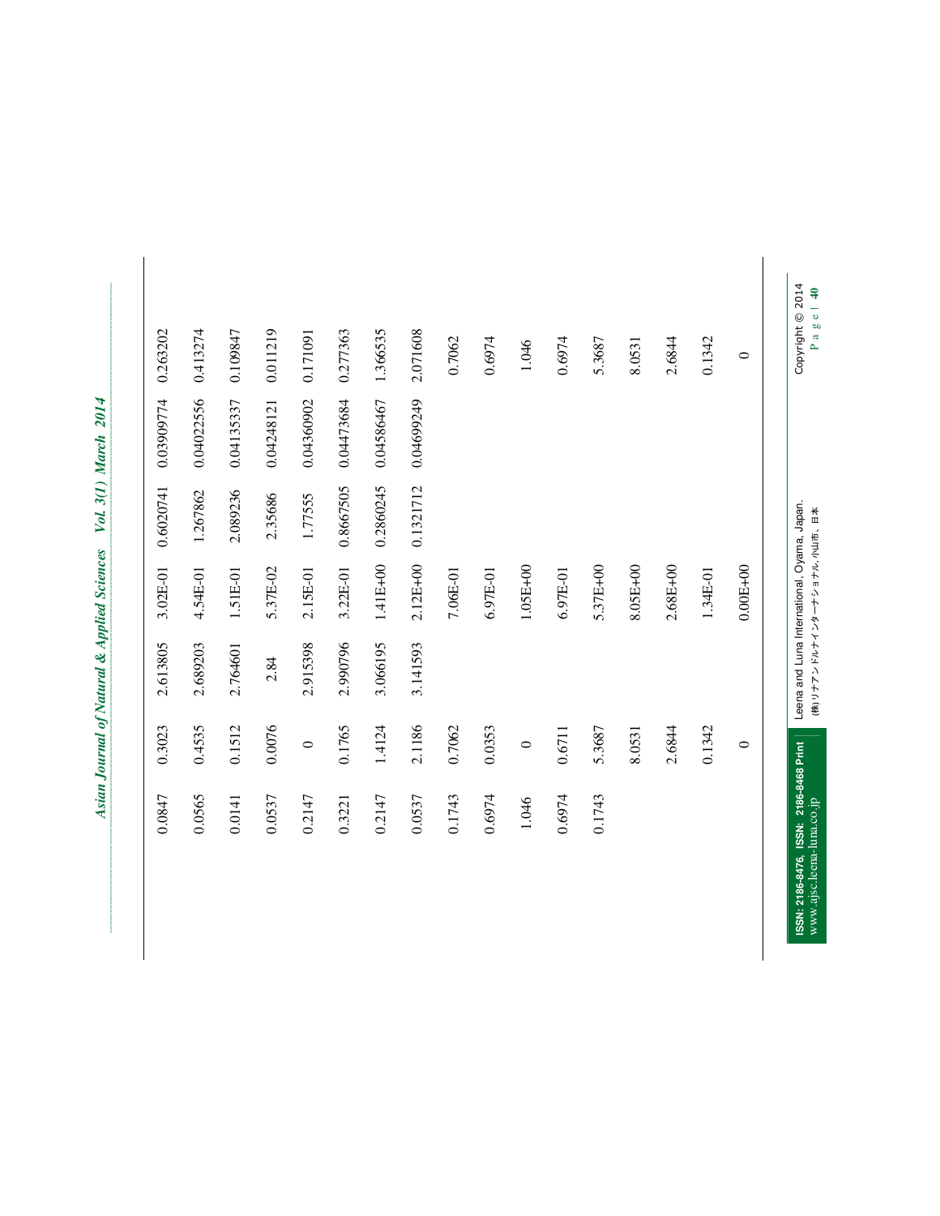| | | | | | | |
|---|---|---|---|---|---|---|
| 0.0847 | 0.3023 | 2.613805 | 3.02E-01 | 0.6020741 | 0.03909774 | 0.263202 |
| 0.0565 | 0.4535 | 2.689203 | 4.54E-01 | 1.267862 | 0.04022556 | 0.413274 |
| 0.0141 | 0.1512 | 2.764601 | 1.51E-01 | 2.089236 | 0.04135337 | 0.109847 |
| 0.0537 | 0.0076 | 2.84 | 5.37E-02 | 2.35686 | 0.04248121 | 0.011219 |
| 0.2147 | 0 | 2.915398 | 2.15E-01 | 1.77555 | 0.04360902 | 0.171091 |
| 0.3221 | 0.1765 | 2.990796 | 3.22E-01 | 0.8667505 | 0.04473684 | 0.277363 |
| 0.2147 | 1.4124 | 3.066195 | 1.41E+00 | 0.2860245 | 0.04586467 | 1.366535 |
| 0.0537 | 2.1186 | 3.141593 | 2.12E+00 | 0.1321712 | 0.04699249 | 2.071608 |
| 0.1743 | 0.7062 | | 7.06E-01 | | | 0.7062 |
| 0.6974 | 0.0353 | | 6.97E-01 | | | 0.6974 |
| 1.046 | 0 | | 1.05E+00 | | | 1.046 |
| 0.6974 | 0.6711 | | 6.97E-01 | | | 0.6974 |
| 0.1743 | 5.3687 | | 5.37E+00 | | | 5.3687 |
| | 8.0531 | | 8.05E+00 | | | 8.0531 |
| | 2.6844 | | 2.68E+00 | | | 2.6844 |
| | 0.1342 | | 1.34E-01 | | | 0.1342 |
| | 0 | | 0.00E+00 | | | 0 |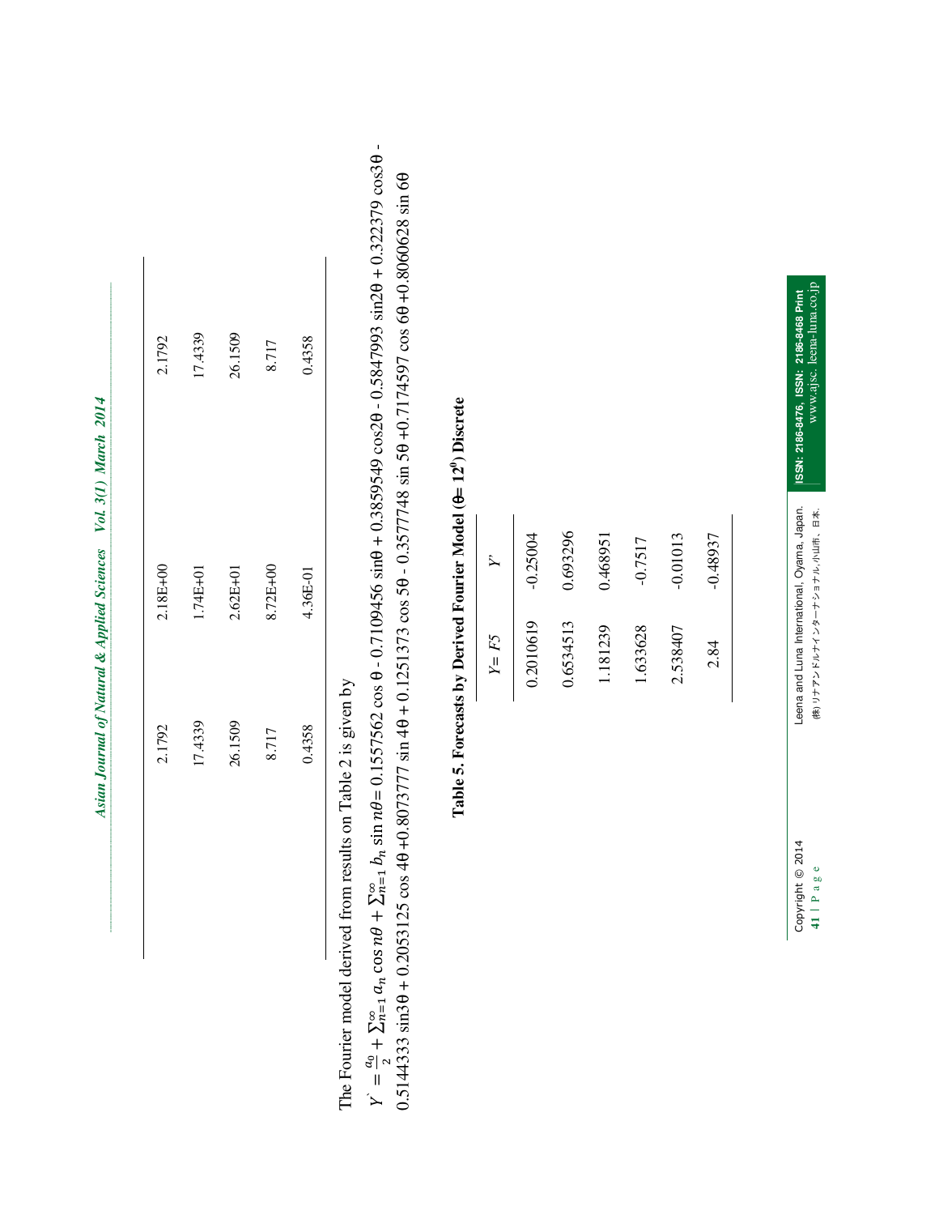| 2.1792 | 2.18E+00 | 2.1792 |
|---|---|---|
| 17.4339 | 1.74E+01 | 17.4339 |
| 26.1509 | 2.62E+01 | 26.1509 |
| 8.717 | 8.72E+00 | 8.717 |
| 0.4358 | 4.36E-01 | 0.4358 |

The Fourier model derived from results on Table 2 is given by

$Y^{`} = \frac{a_0}{2} + \sum_{n=1}^{\infty} a_n \cos n\theta + \sum_{n=1}^{\infty} b_n \sin n\theta = 0.1557562 \cos\theta - 0.7109456 \sin\theta + 0.3859549 \cos 2\theta - 0.5847993 \sin 2\theta + 0.322379 \cos 3\theta - 0.5144333 \sin 3\theta + 0.2053125 \cos 4\theta + 0.8073777 \sin 4\theta + 0.1251373 \cos 5\theta - 0.3577748 \sin 5\theta + 0.7174597 \cos 6\theta + 0.8060628 \sin 6\theta$

**Table 5. Forecasts by Derived Fourier Model ($\theta = 12^0$) Discrete**

| $Y = F5$ | $Y'$ |
|---|---|
| 0.2010619 | -0.25004 |
| 0.6534513 | 0.693296 |
| 1.181239 | 0.468951 |
| 1.633628 | -0.7517 |
| 2.538407 | -0.01013 |
| 2.84 | -0.48937 |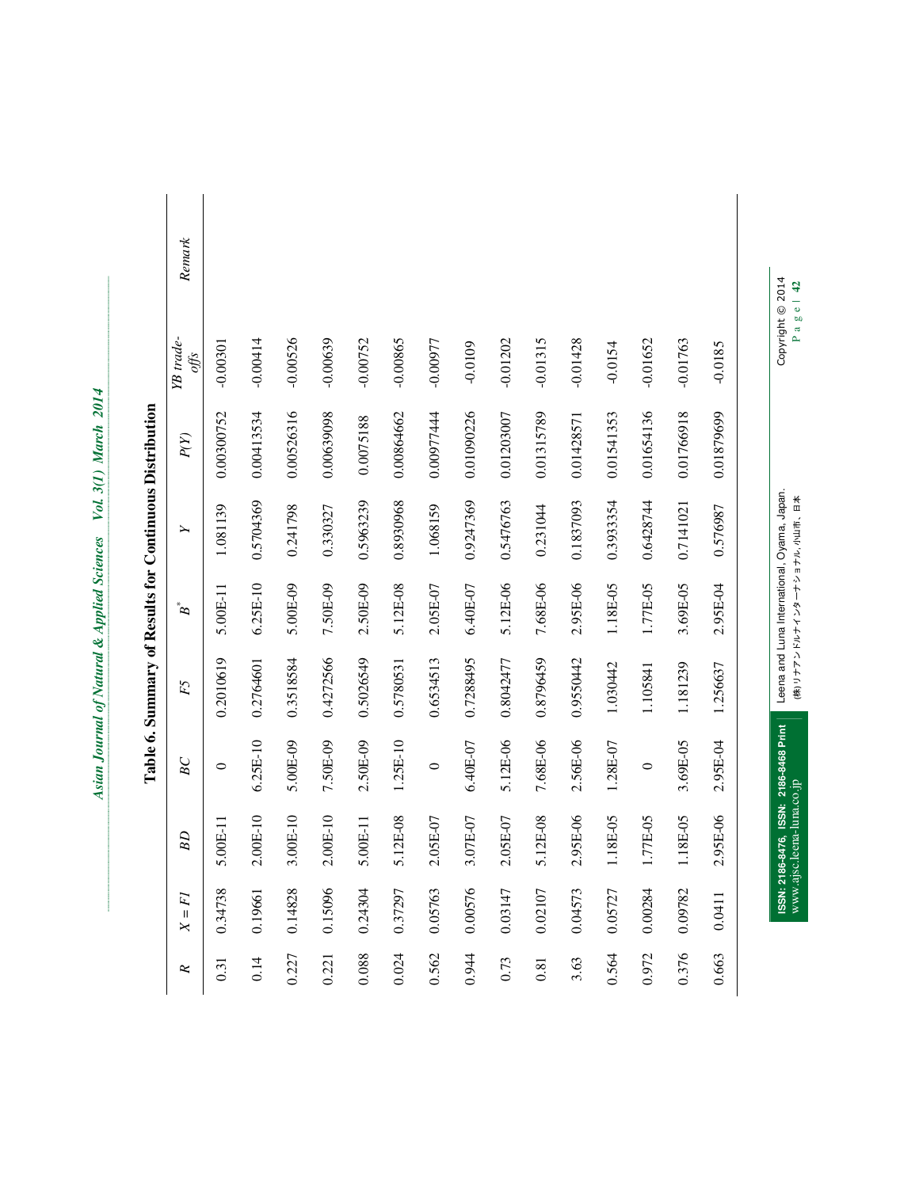## Table 6. Summary of Results for Continuous Distribution

| $R$ | $X = F1$ | $BD$ | $BC$ | $F5$ | $B^*$ | $Y$ | $P(Y)$ | $YB$ trade-offs | Remark |
|---|---|---|---|---|---|---|---|---|---|
| 0.31 | 0.34738 | 5.00E-11 | 0 | 0.2010619 | 5.00E-11 | 1.081139 | 0.00300752 | -0.00301 | |
| 0.14 | 0.19661 | 2.00E-10 | 6.25E-10 | 0.2764601 | 6.25E-10 | 0.5704369 | 0.00413534 | -0.00414 | |
| 0.227 | 0.14828 | 3.00E-10 | 5.00E-09 | 0.3518584 | 5.00E-09 | 0.241798 | 0.00526316 | -0.00526 | |
| 0.221 | 0.15096 | 2.00E-10 | 7.50E-09 | 0.4272566 | 7.50E-09 | 0.330327 | 0.00639098 | -0.00639 | |
| 0.088 | 0.24304 | 5.00E-11 | 2.50E-09 | 0.5026549 | 2.50E-09 | 0.5963239 | 0.0075188 | -0.00752 | |
| 0.024 | 0.37297 | 5.12E-08 | 1.25E-10 | 0.5780531 | 5.12E-08 | 0.8930968 | 0.00864662 | -0.00865 | |
| 0.562 | 0.05763 | 2.05E-07 | 0 | 0.6534513 | 2.05E-07 | 1.068159 | 0.00977444 | -0.00977 | |
| 0.944 | 0.00576 | 3.07E-07 | 6.40E-07 | 0.7288495 | 6.40E-07 | 0.9247369 | 0.01090226 | -0.0109 | |
| 0.73 | 0.03147 | 2.05E-07 | 5.12E-06 | 0.8042477 | 5.12E-06 | 0.5476763 | 0.01203007 | -0.01202 | |
| 0.81 | 0.02107 | 5.12E-08 | 7.68E-06 | 0.8796459 | 7.68E-06 | 0.231044 | 0.01315789 | -0.01315 | |
| 3.63 | 0.04573 | 2.95E-06 | 2.56E-06 | 0.9550442 | 2.95E-06 | 0.1837093 | 0.01428571 | -0.01428 | |
| 0.564 | 0.05727 | 1.18E-05 | 1.28E-07 | 1.030442 | 1.18E-05 | 0.3933354 | 0.01541353 | -0.0154 | |
| 0.972 | 0.00284 | 1.77E-05 | 0 | 1.105841 | 1.77E-05 | 0.6428744 | 0.01654136 | -0.01652 | |
| 0.376 | 0.09782 | 1.18E-05 | 3.69E-05 | 1.181239 | 3.69E-05 | 0.7141021 | 0.01766918 | -0.01763 | |
| 0.663 | 0.0411 | 2.95E-06 | 2.95E-04 | 1.256637 | 2.95E-04 | 0.576987 | 0.01879699 | -0.0185 | |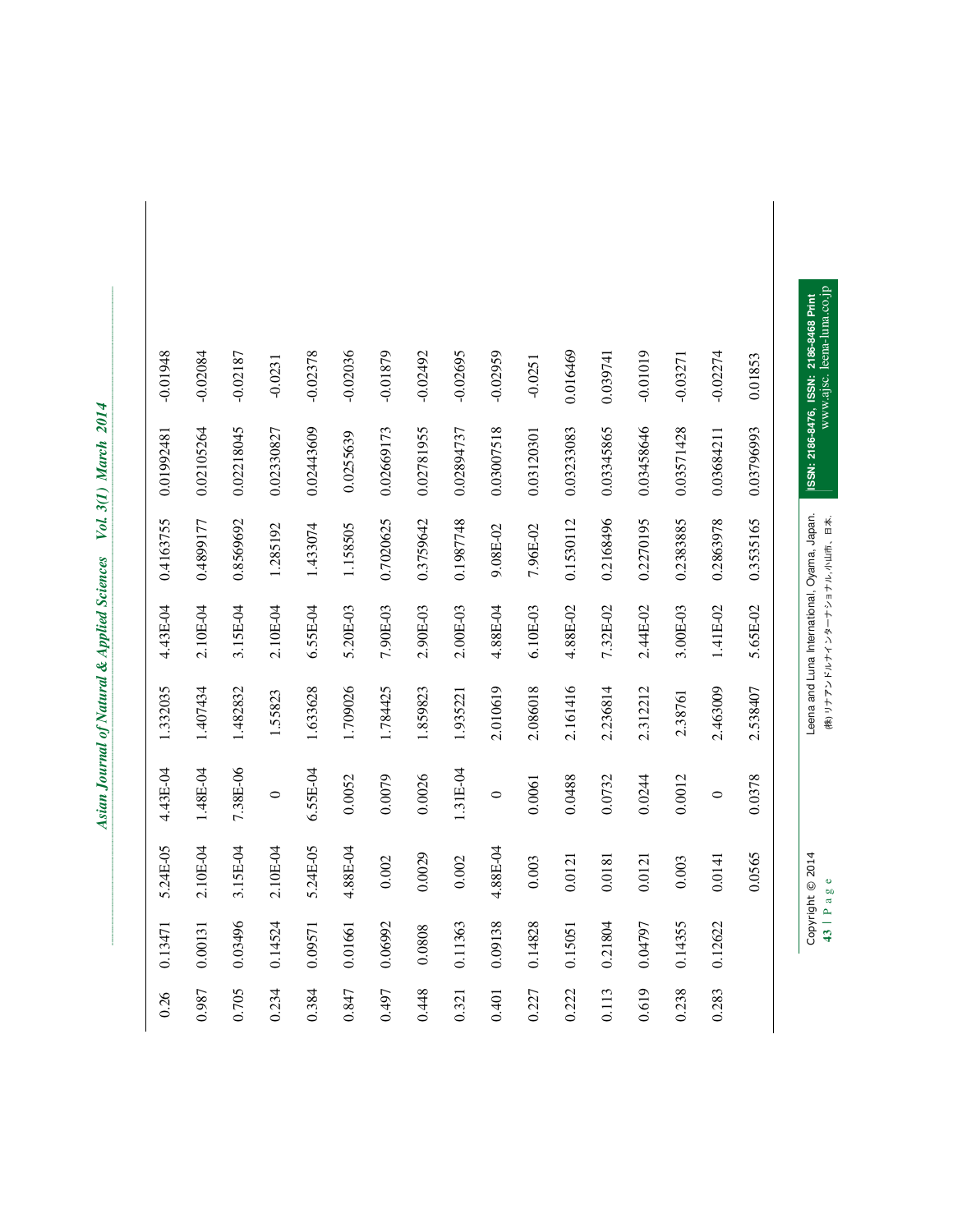| | | | | | | | | |
|---|---|---|---|---|---|---|---|---|
| 0.26 | 0.13471 | 5.24E-05 | 4.43E-04 | 1.332035 | 4.43E-04 | 0.4163755 | 0.01992481 | -0.01948 |
| 0.987 | 0.00131 | 2.10E-04 | 1.48E-04 | 1.407434 | 2.10E-04 | 0.4899177 | 0.02105264 | -0.02084 |
| 0.705 | 0.03496 | 3.15E-04 | 7.38E-06 | 1.482832 | 3.15E-04 | 0.8569692 | 0.0221804​5 | -0.02187 |
| 0.234 | 0.14524 | 2.10E-04 | 0 | 1.55823 | 2.10E-04 | 1.285192 | 0.02330827 | -0.0231 |
| 0.384 | 0.09571 | 5.24E-05 | 6.55E-04 | 1.633628 | 6.55E-04 | 1.433074 | 0.02443609 | -0.02378 |
| 0.847 | 0.01661 | 4.88E-04 | 0.0052 | 1.709026 | 5.20E-03 | 1.158505 | 0.0255639 | -0.02036 |
| 0.497 | 0.06992 | 0.002 | 0.0079 | 1.784425 | 7.90E-03 | 0.7020625 | 0.02669173 | -0.01879 |
| 0.448 | 0.0808 | 0.0029 | 0.0026 | 1.859823 | 2.90E-03 | 0.3759642 | 0.02781955 | -0.02492 |
| 0.321 | 0.11363 | 0.002 | 1.31E-04 | 1.935221 | 2.00E-03 | 0.1987748 | 0.02894737 | -0.02695 |
| 0.401 | 0.09138 | 4.88E-04 | 0 | 2.010619 | 4.88E-04 | 9.08E-02 | 0.03007518 | -0.02959 |
| 0.227 | 0.14828 | 0.003 | 0.0061 | 2.086018 | 6.10E-03 | 7.96E-02 | 0.03120301 | -0.0251 |
| 0.222 | 0.15051 | 0.0121 | 0.0488 | 2.161416 | 4.88E-02 | 0.1530112 | 0.03233083 | 0.016469 |
| 0.113 | 0.21804 | 0.0181 | 0.0732 | 2.236814 | 7.32E-02 | 0.2168496 | 0.03345865 | 0.039741 |
| 0.619 | 0.04797 | 0.0121 | 0.0244 | 2.312212 | 2.44E-02 | 0.2270195 | 0.03458646 | -0.01019 |
| 0.238 | 0.14355 | 0.003 | 0.0012 | 2.38761 | 3.00E-03 | 0.2383885 | 0.03571428 | -0.03271 |
| 0.283 | 0.12622 | 0.0141 | 0 | 2.463009 | 1.41E-02 | 0.2863978 | 0.03684211 | -0.02274 |
| | | 0.0565 | 0.0378 | 2.538407 | 5.65E-02 | 0.3535165 | 0.03796993 | 0.01853 |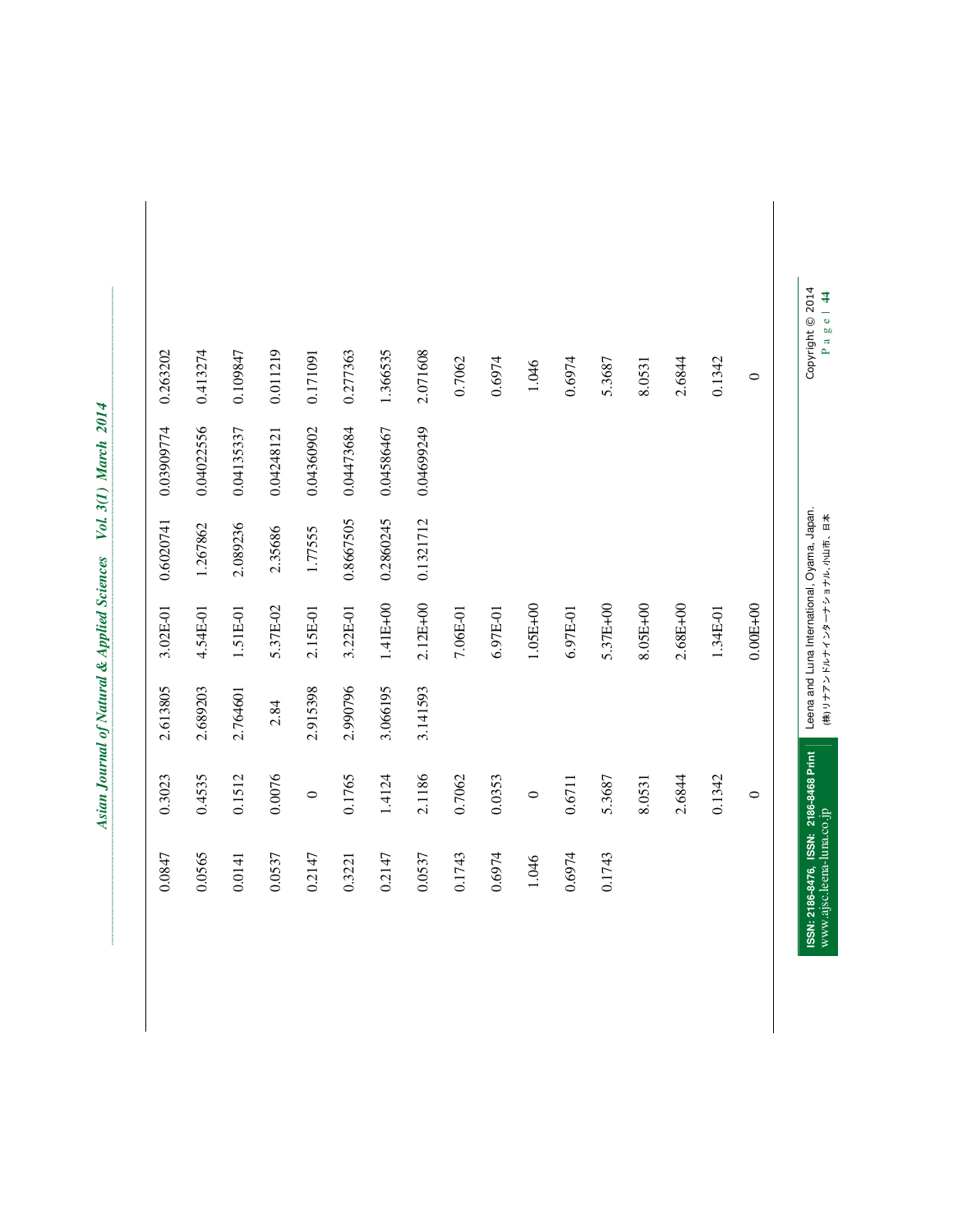| | | | | | | |
|---|---|---|---|---|---|---|
| 0.0847 | 0.3023 | 2.613805 | 3.02E-01 | 0.6020741 | 0.03909774 | 0.263202 |
| 0.0565 | 0.4535 | 2.689203 | 4.54E-01 | 1.267862 | 0.04022556 | 0.413274 |
| 0.0141 | 0.1512 | 2.764601 | 1.51E-01 | 2.089236 | 0.04135337 | 0.109847 |
| 0.0537 | 0.0076 | 2.84 | 5.37E-02 | 2.35686 | 0.04248121 | 0.011219 |
| 0.2147 | 0 | 2.915398 | 2.15E-01 | 1.77555 | 0.04360902 | 0.171091 |
| 0.3221 | 0.1765 | 2.990796 | 3.22E-01 | 0.8667505 | 0.04473684 | 0.277363 |
| 0.2147 | 1.4124 | 3.066195 | 1.41E+00 | 0.2860245 | 0.04586467 | 1.366535 |
| 0.0537 | 2.1186 | 3.141593 | 2.12E+00 | 0.1321712 | 0.04699249 | 2.071608 |
| 0.1743 | 0.7062 | | 7.06E-01 | | | 0.7062 |
| 0.6974 | 0.0353 | | 6.97E-01 | | | 0.6974 |
| 1.046 | 0 | | 1.05E+00 | | | 1.046 |
| 0.6974 | 0.6711 | | 6.97E-01 | | | 0.6974 |
| 0.1743 | 5.3687 | | 5.37E+00 | | | 5.3687 |
| | 8.0531 | | 8.05E+00 | | | 8.0531 |
| | 2.6844 | | 2.68E+00 | | | 2.6844 |
| | 0.1342 | | 1.34E-01 | | | 0.1342 |
| | 0 | | 0.00E+00 | | | 0 |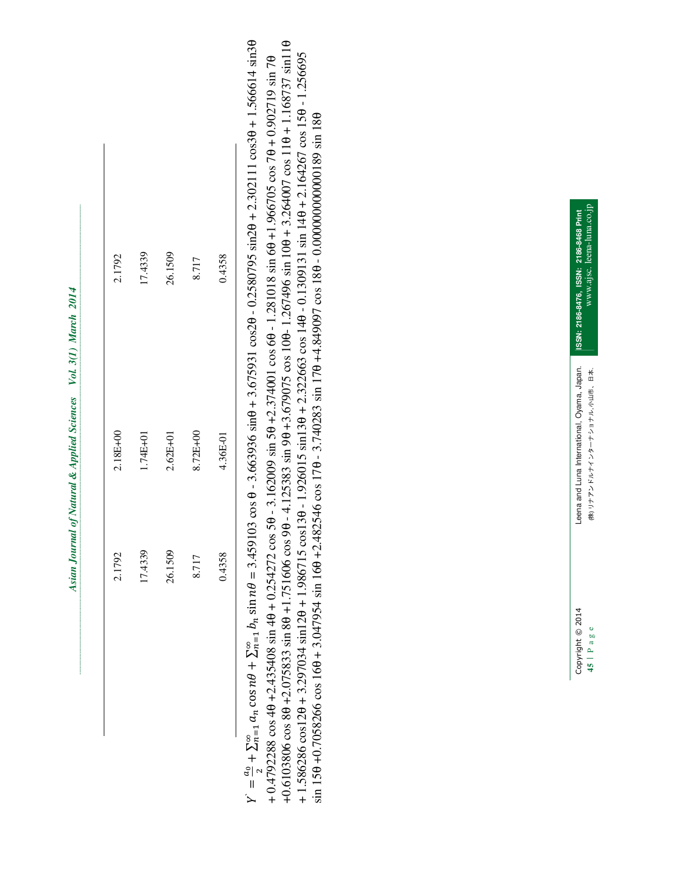|  |  |  |  |
|---|---|---|---|
| 2.1792 | 2.18E+00 | 2.1792 |  |
| 17.4339 | 1.74E+01 | 17.4339 |  |
| 26.1509 | 2.62E+01 | 26.1509 |  |
| 8.717 | 8.72E+00 | 8.717 |  |
| 0.4358 | 4.36E-01 | 0.4358 |  |

$Y` = \frac{a_0}{2} + \sum_{n=1}^{\infty} a_n \cos n\theta + \sum_{n=1}^{\infty} b_n \sin n\theta$ = 3.459103 cos θ - 3.663936 sinθ + 3.675931 cos2θ - 0.2580795 sin2θ + 2.302111 cos3θ + 1.566614 sin3θ + 0.4792288 cos 4θ +2.435408 sin 4θ + 0.254272 cos 5θ - 3.162009 sin 5θ +2.374001 cos 6θ - 1.281018 sin 6θ +1.966705 cos 7θ + 0.902719 sin 7θ +0.6103806 cos 8θ +2.075833 sin 8θ +1.751606 cos 9θ - 4.125383 sin 9θ +3.679075 cos 10θ- 1.267496 sin 10θ + 3.264007 cos 11θ + 1.168737 sin11θ + 1.586286 cos12θ + 3.297034 sin12θ + 1.986715 cos13θ - 1.926015 sin13θ + 2.322663 cos 14θ - 0.130913​1 sin 14θ + 2.164267 cos 15θ - 1.256695 sin 15θ +0.7058266 cos 16θ+ 3.047954 sin 16θ +2.482546 cos 17θ - 3.740283 sin 17θ +4.849097 cos 18θ - 0.0000000000189 sin 18θ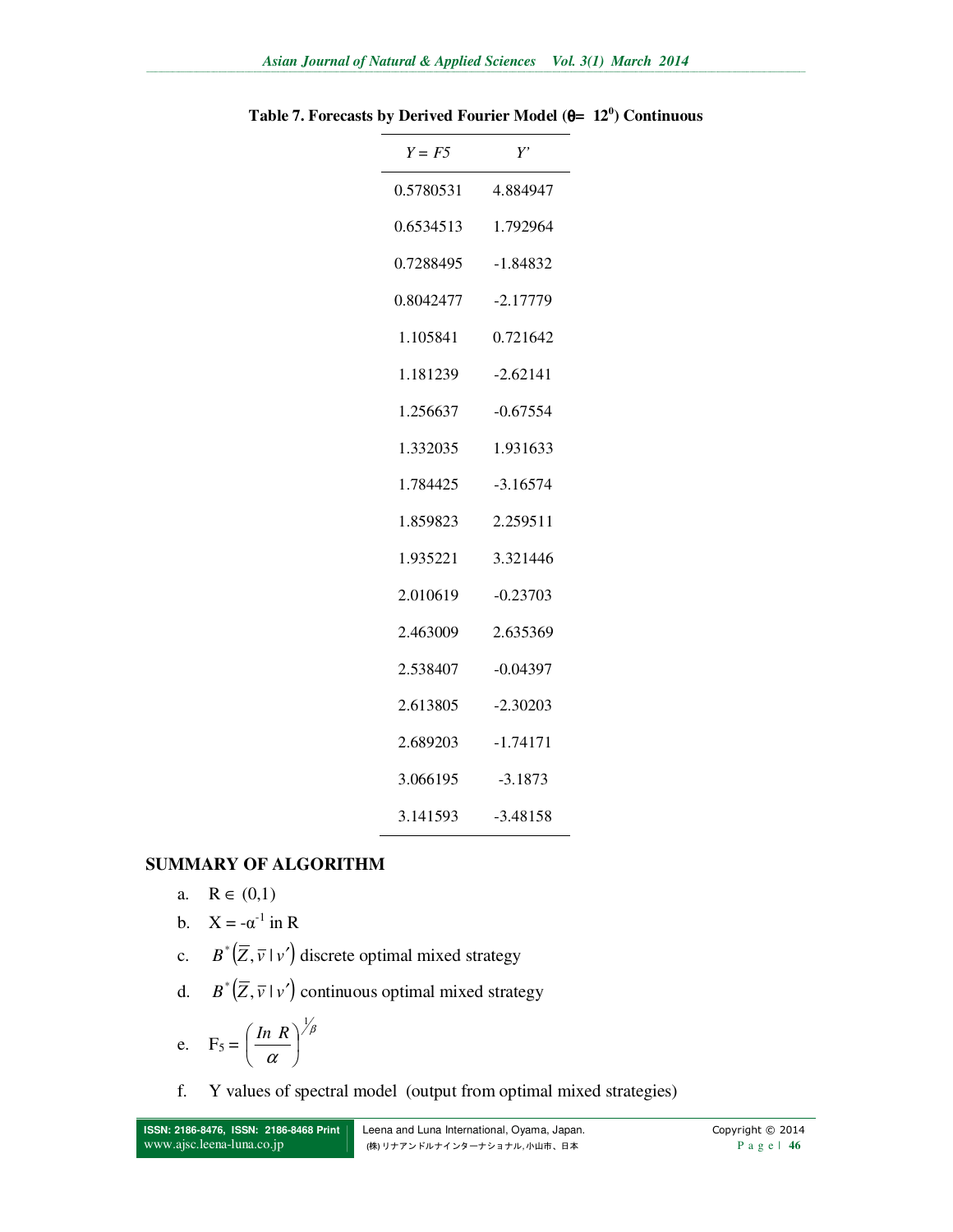**Table 7. Forecasts by Derived Fourier Model (θ= 12⁰) Continuous**

| $Y = F5$ | $Y'$ |
|---|---|
| 0.5780531 | 4.884947 |
| 0.6534513 | 1.792964 |
| 0.7288495 | -1.84832 |
| 0.8042477 | -2.17779 |
| 1.105841 | 0.721642 |
| 1.181239 | -2.62141 |
| 1.256637 | -0.67554 |
| 1.332035 | 1.931633 |
| 1.784425 | -3.16574 |
| 1.859823 | 2.259511 |
| 1.935221 | 3.321446 |
| 2.010619 | -0.23703 |
| 2.463009 | 2.635369 |
| 2.538407 | -0.04397 |
| 2.613805 | -2.30203 |
| 2.689203 | -1.74171 |
| 3.066195 | -3.1873 |
| 3.141593 | -3.48158 |

## SUMMARY OF ALGORITHM

a. $R \in (0,1)$

b. $X = -\alpha^{-1}$ in R

c. $B^*\left(\overline{Z}, \overline{v} \mid v'\right)$ discrete optimal mixed strategy

d. $B^*\left(\overline{Z}, \overline{v} \mid v'\right)$ continuous optimal mixed strategy

e. $F_5 = \left(\dfrac{In\ R}{\alpha}\right)^{1/\beta}$

f. Y values of spectral model (output from optimal mixed strategies)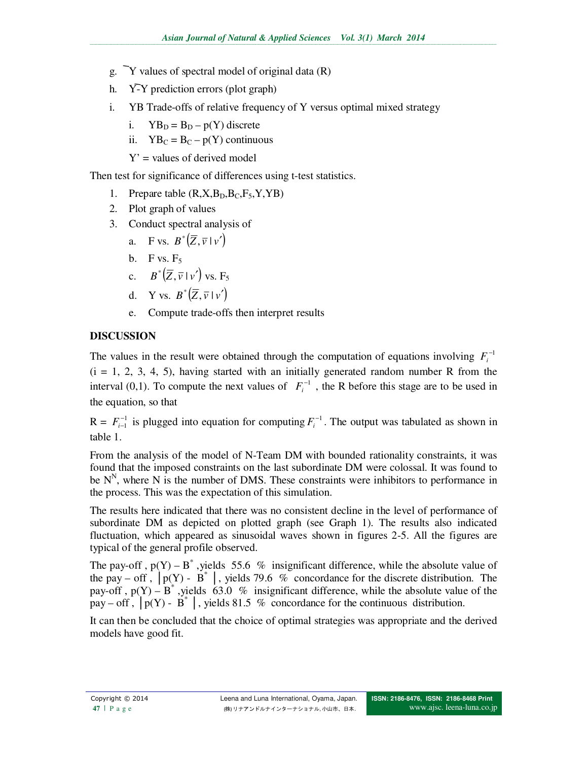g. $\overline{Y}$ values of spectral model of original data (R)

h. $Y' \text{-} Y$ prediction errors (plot graph)

i. YB Trade-offs of relative frequency of Y versus optimal mixed strategy

   i. $YB_D = B_D - p(Y)$ discrete

   ii. $YB_C = B_C - p(Y)$ continuous

   Y' = values of derived model

Then test for significance of differences using t-test statistics.

1. Prepare table ($R, X, B_D, B_C, F_5, Y, YB$)
2. Plot graph of values
3. Conduct spectral analysis of
   a. F vs. $B^*(\overline{Z}, \overline{v} \mid v')$
   b. F vs. $F_5$
   c. $B^*(\overline{Z}, \overline{v} \mid v')$ vs. $F_5$
   d. Y vs. $B^*(\overline{Z}, \overline{v} \mid v')$
   e. Compute trade-offs then interpret results

## DISCUSSION

The values in the result were obtained through the computation of equations involving $F_i^{-1}$ (i = 1, 2, 3, 4, 5), having started with an initially generated random number R from the interval (0,1). To compute the next values of $F_i^{-1}$, the R before this stage are to be used in the equation, so that

R = $F_{i-1}^{-1}$ is plugged into equation for computing $F_i^{-1}$. The output was tabulated as shown in table 1.

From the analysis of the model of N-Team DM with bounded rationality constraints, it was found that the imposed constraints on the last subordinate DM were colossal. It was found to be $N^N$, where N is the number of DMS. These constraints were inhibitors to performance in the process. This was the expectation of this simulation.

The results here indicated that there was no consistent decline in the level of performance of subordinate DM as depicted on plotted graph (see Graph 1). The results also indicated fluctuation, which appeared as sinusoidal waves shown in figures 2-5. All the figures are typical of the general profile observed.

The pay-off , $p(Y) - B^*$ ,yields 55.6 % insignificant difference, while the absolute value of the pay – off , $|p(Y) - B^*|$, yields 79.6 % concordance for the discrete distribution. The pay-off , $p(Y) - B^*$ ,yields 63.0 % insignificant difference, while the absolute value of the pay – off , $|p(Y) - B^*|$, yields 81.5 % concordance for the continuous distribution.

It can then be concluded that the choice of optimal strategies was appropriate and the derived models have good fit.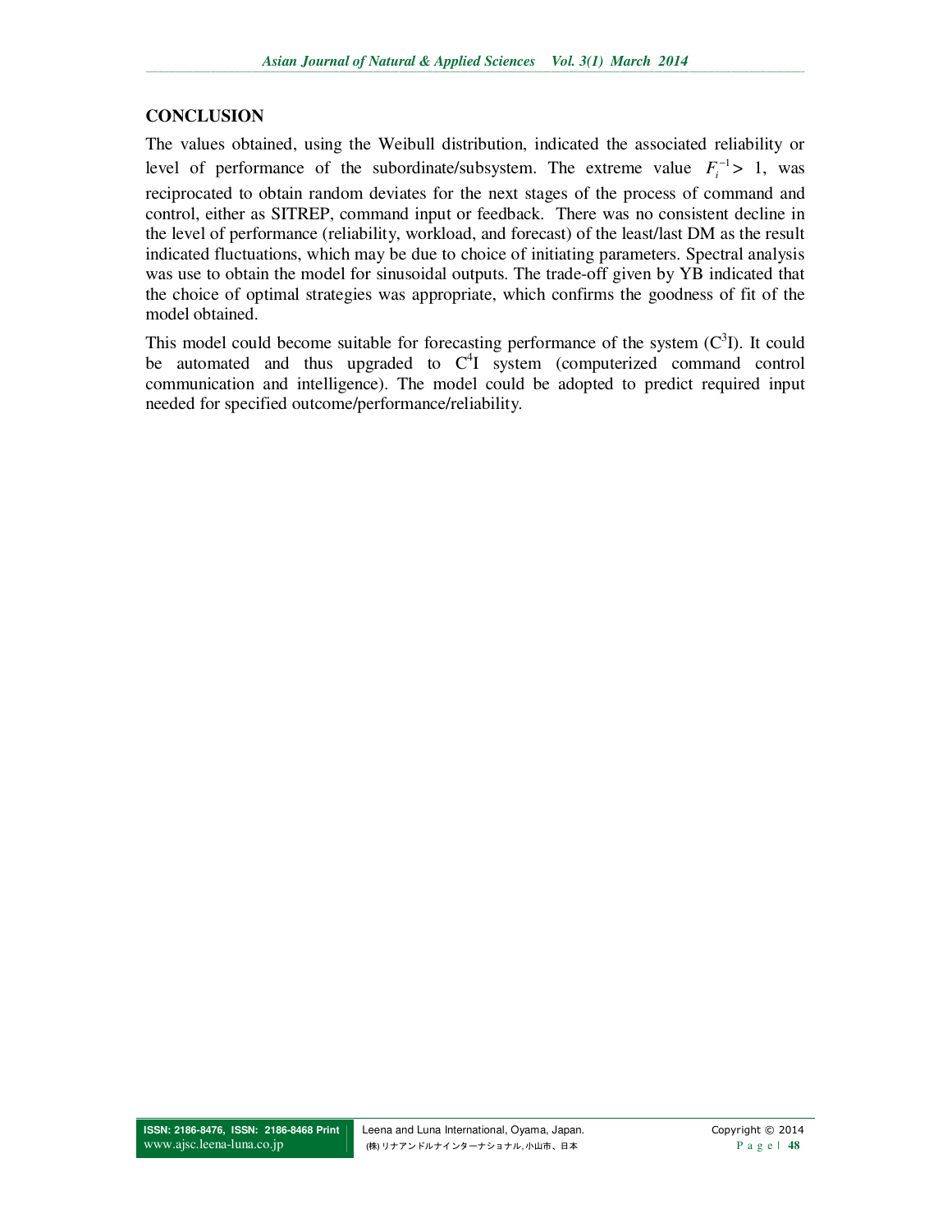## CONCLUSION

The values obtained, using the Weibull distribution, indicated the associated reliability or level of performance of the subordinate/subsystem. The extreme value $F_i^{-1} > 1$, was reciprocated to obtain random deviates for the next stages of the process of command and control, either as SITREP, command input or feedback. There was no consistent decline in the level of performance (reliability, workload, and forecast) of the least/last DM as the result indicated fluctuations, which may be due to choice of initiating parameters. Spectral analysis was use to obtain the model for sinusoidal outputs. The trade-off given by YB indicated that the choice of optimal strategies was appropriate, which confirms the goodness of fit of the model obtained.

This model could become suitable for forecasting performance of the system ($C^3I$). It could be automated and thus upgraded to $C^4I$ system (computerized command control communication and intelligence). The model could be adopted to predict required input needed for specified outcome/performance/reliability.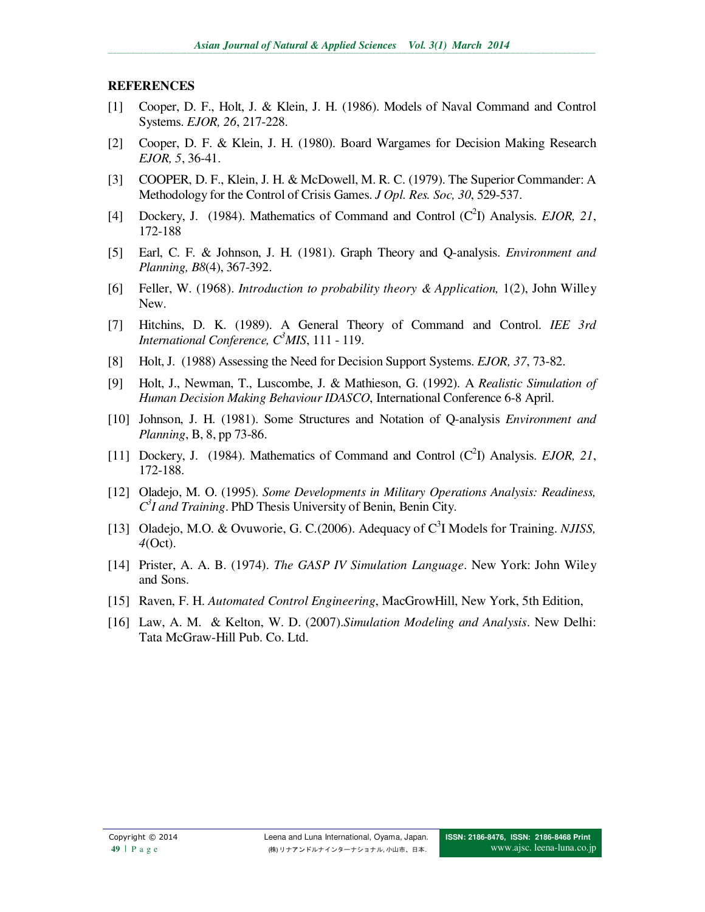## REFERENCES

[1] Cooper, D. F., Holt, J. & Klein, J. H. (1986). Models of Naval Command and Control Systems. *EJOR, 26*, 217-228.

[2] Cooper, D. F. & Klein, J. H. (1980). Board Wargames for Decision Making Research *EJOR, 5*, 36-41.

[3] COOPER, D. F., Klein, J. H. & McDowell, M. R. C. (1979). The Superior Commander: A Methodology for the Control of Crisis Games. *J Opl. Res. Soc, 30*, 529-537.

[4] Dockery, J. (1984). Mathematics of Command and Control ($C^2I$) Analysis. *EJOR, 21*, 172-188

[5] Earl, C. F. & Johnson, J. H. (1981). Graph Theory and Q-analysis. *Environment and Planning, B8*(4), 367-392.

[6] Feller, W. (1968). *Introduction to probability theory & Application,* 1(2), John Willey New.

[7] Hitchins, D. K. (1989). A General Theory of Command and Control. *IEE 3rd International Conference, $C^3$MIS*, 111 - 119.

[8] Holt, J. (1988) Assessing the Need for Decision Support Systems. *EJOR, 37*, 73-82.

[9] Holt, J., Newman, T., Luscombe, J. & Mathieson, G. (1992). A *Realistic Simulation of Human Decision Making Behaviour IDASCO*, International Conference 6-8 April.

[10] Johnson, J. H. (1981). Some Structures and Notation of Q-analysis *Environment and Planning*, B, 8, pp 73-86.

[11] Dockery, J. (1984). Mathematics of Command and Control ($C^2I$) Analysis. *EJOR, 21*, 172-188.

[12] Oladejo, M. O. (1995). *Some Developments in Military Operations Analysis: Readiness, $C^3I$ and Training*. PhD Thesis University of Benin, Benin City.

[13] Oladejo, M.O. & Ovuworie, G. C.(2006). Adequacy of $C^3I$ Models for Training. *NJISS, 4*(Oct).

[14] Prister, A. A. B. (1974). *The GASP IV Simulation Language*. New York: John Wiley and Sons.

[15] Raven, F. H. *Automated Control Engineering*, MacGrowHill, New York, 5th Edition,

[16] Law, A. M. & Kelton, W. D. (2007).*Simulation Modeling and Analysis*. New Delhi: Tata McGraw-Hill Pub. Co. Ltd.